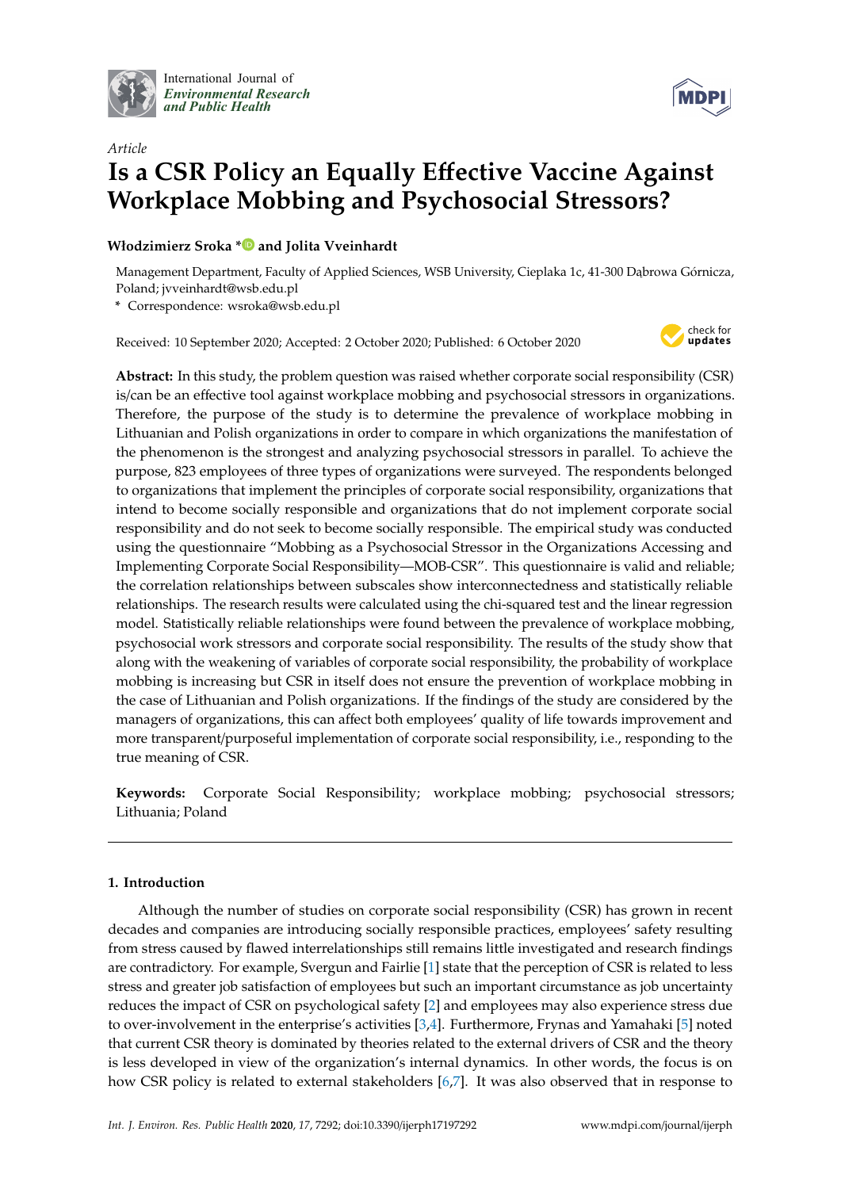*Article*

# Is a CSR Policy an Equally Effective Vaccine Against Workplace Mobbing and Psychosocial Stressors?

**Włodzimierz Sroka * and Jolita Vveinhardt**

Management Department, Faculty of Applied Sciences, WSB University, Cieplaka 1c, 41-300 Dąbrowa Górnicza, Poland; jvveinhardt@wsb.edu.pl

\* Correspondence: wsroka@wsb.edu.pl

Received: 10 September 2020; Accepted: 2 October 2020; Published: 6 October 2020

**Abstract:** In this study, the problem question was raised whether corporate social responsibility (CSR) is/can be an effective tool against workplace mobbing and psychosocial stressors in organizations. Therefore, the purpose of the study is to determine the prevalence of workplace mobbing in Lithuanian and Polish organizations in order to compare in which organizations the manifestation of the phenomenon is the strongest and analyzing psychosocial stressors in parallel. To achieve the purpose, 823 employees of three types of organizations were surveyed. The respondents belonged to organizations that implement the principles of corporate social responsibility, organizations that intend to become socially responsible and organizations that do not implement corporate social responsibility and do not seek to become socially responsible. The empirical study was conducted using the questionnaire "Mobbing as a Psychosocial Stressor in the Organizations Accessing and Implementing Corporate Social Responsibility—MOB-CSR". This questionnaire is valid and reliable; the correlation relationships between subscales show interconnectedness and statistically reliable relationships. The research results were calculated using the chi-squared test and the linear regression model. Statistically reliable relationships were found between the prevalence of workplace mobbing, psychosocial work stressors and corporate social responsibility. The results of the study show that along with the weakening of variables of corporate social responsibility, the probability of workplace mobbing is increasing but CSR in itself does not ensure the prevention of workplace mobbing in the case of Lithuanian and Polish organizations. If the findings of the study are considered by the managers of organizations, this can affect both employees' quality of life towards improvement and more transparent/purposeful implementation of corporate social responsibility, i.e., responding to the true meaning of CSR.

**Keywords:** Corporate Social Responsibility; workplace mobbing; psychosocial stressors; Lithuania; Poland

## 1. Introduction

Although the number of studies on corporate social responsibility (CSR) has grown in recent decades and companies are introducing socially responsible practices, employees' safety resulting from stress caused by flawed interrelationships still remains little investigated and research findings are contradictory. For example, Svergun and Fairlie [1] state that the perception of CSR is related to less stress and greater job satisfaction of employees but such an important circumstance as job uncertainty reduces the impact of CSR on psychological safety [2] and employees may also experience stress due to over-involvement in the enterprise's activities [3,4]. Furthermore, Frynas and Yamahaki [5] noted that current CSR theory is dominated by theories related to the external drivers of CSR and the theory is less developed in view of the organization's internal dynamics. In other words, the focus is on how CSR policy is related to external stakeholders [6,7]. It was also observed that in response to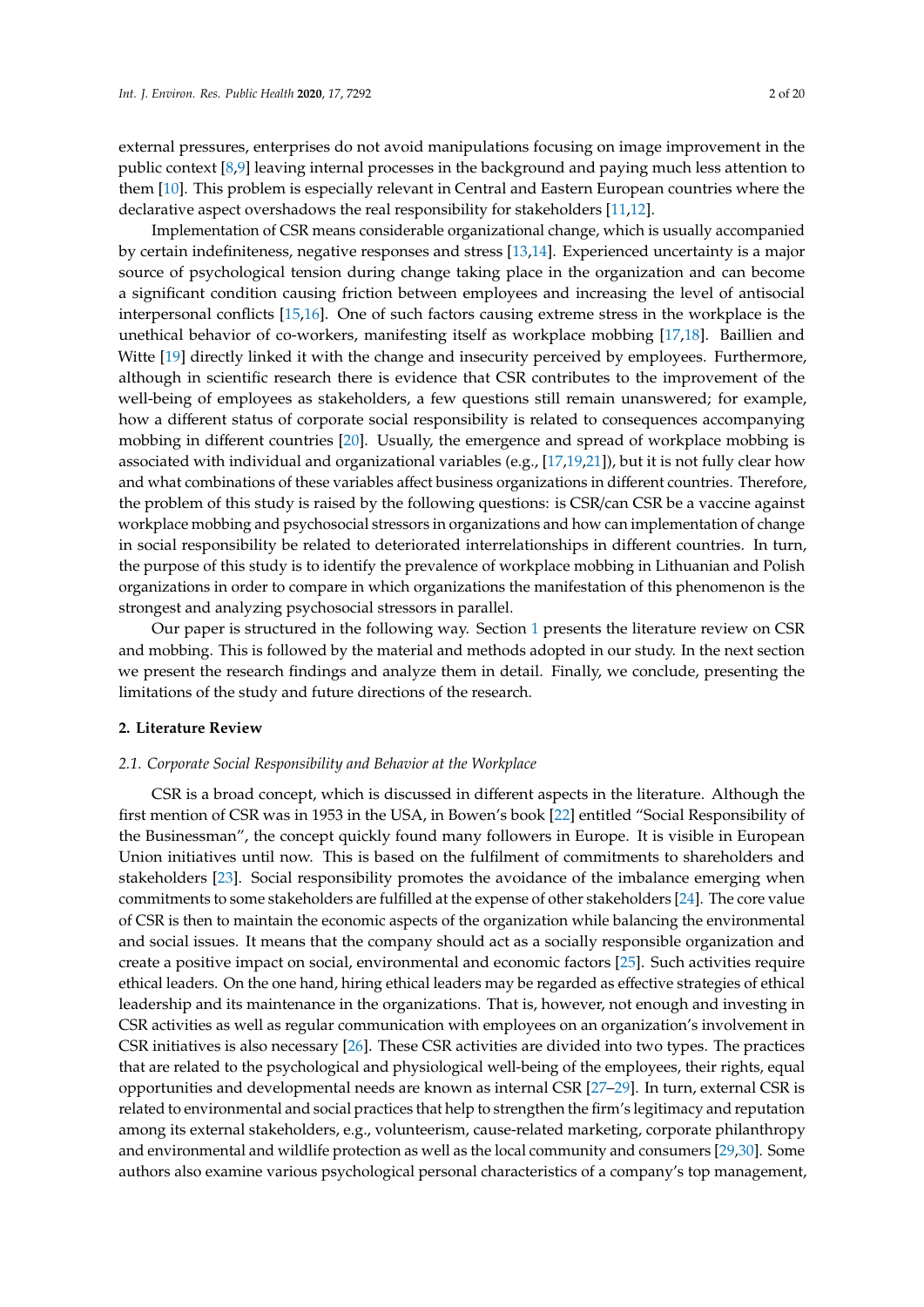external pressures, enterprises do not avoid manipulations focusing on image improvement in the public context [8,9] leaving internal processes in the background and paying much less attention to them [10]. This problem is especially relevant in Central and Eastern European countries where the declarative aspect overshadows the real responsibility for stakeholders [11,12].

Implementation of CSR means considerable organizational change, which is usually accompanied by certain indefiniteness, negative responses and stress [13,14]. Experienced uncertainty is a major source of psychological tension during change taking place in the organization and can become a significant condition causing friction between employees and increasing the level of antisocial interpersonal conflicts [15,16]. One of such factors causing extreme stress in the workplace is the unethical behavior of co-workers, manifesting itself as workplace mobbing [17,18]. Baillien and Witte [19] directly linked it with the change and insecurity perceived by employees. Furthermore, although in scientific research there is evidence that CSR contributes to the improvement of the well-being of employees as stakeholders, a few questions still remain unanswered; for example, how a different status of corporate social responsibility is related to consequences accompanying mobbing in different countries [20]. Usually, the emergence and spread of workplace mobbing is associated with individual and organizational variables (e.g., [17,19,21]), but it is not fully clear how and what combinations of these variables affect business organizations in different countries. Therefore, the problem of this study is raised by the following questions: is CSR/can CSR be a vaccine against workplace mobbing and psychosocial stressors in organizations and how can implementation of change in social responsibility be related to deteriorated interrelationships in different countries. In turn, the purpose of this study is to identify the prevalence of workplace mobbing in Lithuanian and Polish organizations in order to compare in which organizations the manifestation of this phenomenon is the strongest and analyzing psychosocial stressors in parallel.

Our paper is structured in the following way. Section 1 presents the literature review on CSR and mobbing. This is followed by the material and methods adopted in our study. In the next section we present the research findings and analyze them in detail. Finally, we conclude, presenting the limitations of the study and future directions of the research.

## 2. Literature Review

### *2.1. Corporate Social Responsibility and Behavior at the Workplace*

CSR is a broad concept, which is discussed in different aspects in the literature. Although the first mention of CSR was in 1953 in the USA, in Bowen's book [22] entitled "Social Responsibility of the Businessman", the concept quickly found many followers in Europe. It is visible in European Union initiatives until now. This is based on the fulfilment of commitments to shareholders and stakeholders [23]. Social responsibility promotes the avoidance of the imbalance emerging when commitments to some stakeholders are fulfilled at the expense of other stakeholders [24]. The core value of CSR is then to maintain the economic aspects of the organization while balancing the environmental and social issues. It means that the company should act as a socially responsible organization and create a positive impact on social, environmental and economic factors [25]. Such activities require ethical leaders. On the one hand, hiring ethical leaders may be regarded as effective strategies of ethical leadership and its maintenance in the organizations. That is, however, not enough and investing in CSR activities as well as regular communication with employees on an organization's involvement in CSR initiatives is also necessary [26]. These CSR activities are divided into two types. The practices that are related to the psychological and physiological well-being of the employees, their rights, equal opportunities and developmental needs are known as internal CSR [27–29]. In turn, external CSR is related to environmental and social practices that help to strengthen the firm's legitimacy and reputation among its external stakeholders, e.g., volunteerism, cause-related marketing, corporate philanthropy and environmental and wildlife protection as well as the local community and consumers [29,30]. Some authors also examine various psychological personal characteristics of a company's top management,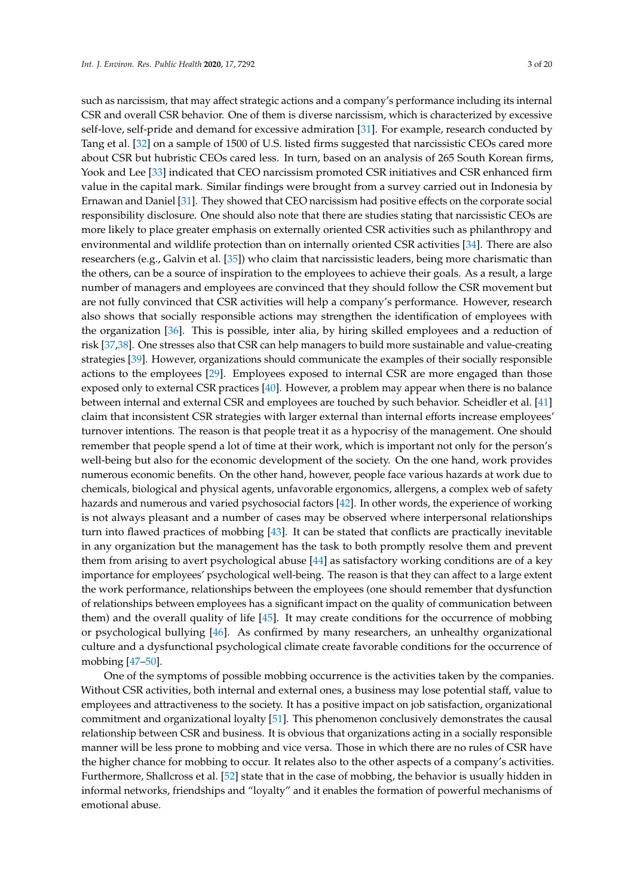such as narcissism, that may affect strategic actions and a company's performance including its internal CSR and overall CSR behavior. One of them is diverse narcissism, which is characterized by excessive self-love, self-pride and demand for excessive admiration [31]. For example, research conducted by Tang et al. [32] on a sample of 1500 of U.S. listed firms suggested that narcissistic CEOs cared more about CSR but hubristic CEOs cared less. In turn, based on an analysis of 265 South Korean firms, Yook and Lee [33] indicated that CEO narcissism promoted CSR initiatives and CSR enhanced firm value in the capital mark. Similar findings were brought from a survey carried out in Indonesia by Ernawan and Daniel [31]. They showed that CEO narcissism had positive effects on the corporate social responsibility disclosure. One should also note that there are studies stating that narcissistic CEOs are more likely to place greater emphasis on externally oriented CSR activities such as philanthropy and environmental and wildlife protection than on internally oriented CSR activities [34]. There are also researchers (e.g., Galvin et al. [35]) who claim that narcissistic leaders, being more charismatic than the others, can be a source of inspiration to the employees to achieve their goals. As a result, a large number of managers and employees are convinced that they should follow the CSR movement but are not fully convinced that CSR activities will help a company's performance. However, research also shows that socially responsible actions may strengthen the identification of employees with the organization [36]. This is possible, inter alia, by hiring skilled employees and a reduction of risk [37,38]. One stresses also that CSR can help managers to build more sustainable and value-creating strategies [39]. However, organizations should communicate the examples of their socially responsible actions to the employees [29]. Employees exposed to internal CSR are more engaged than those exposed only to external CSR practices [40]. However, a problem may appear when there is no balance between internal and external CSR and employees are touched by such behavior. Scheidler et al. [41] claim that inconsistent CSR strategies with larger external than internal efforts increase employees' turnover intentions. The reason is that people treat it as a hypocrisy of the management. One should remember that people spend a lot of time at their work, which is important not only for the person's well-being but also for the economic development of the society. On the one hand, work provides numerous economic benefits. On the other hand, however, people face various hazards at work due to chemicals, biological and physical agents, unfavorable ergonomics, allergens, a complex web of safety hazards and numerous and varied psychosocial factors [42]. In other words, the experience of working is not always pleasant and a number of cases may be observed where interpersonal relationships turn into flawed practices of mobbing [43]. It can be stated that conflicts are practically inevitable in any organization but the management has the task to both promptly resolve them and prevent them from arising to avert psychological abuse [44] as satisfactory working conditions are of a key importance for employees' psychological well-being. The reason is that they can affect to a large extent the work performance, relationships between the employees (one should remember that dysfunction of relationships between employees has a significant impact on the quality of communication between them) and the overall quality of life [45]. It may create conditions for the occurrence of mobbing or psychological bullying [46]. As confirmed by many researchers, an unhealthy organizational culture and a dysfunctional psychological climate create favorable conditions for the occurrence of mobbing [47–50].

One of the symptoms of possible mobbing occurrence is the activities taken by the companies. Without CSR activities, both internal and external ones, a business may lose potential staff, value to employees and attractiveness to the society. It has a positive impact on job satisfaction, organizational commitment and organizational loyalty [51]. This phenomenon conclusively demonstrates the causal relationship between CSR and business. It is obvious that organizations acting in a socially responsible manner will be less prone to mobbing and vice versa. Those in which there are no rules of CSR have the higher chance for mobbing to occur. It relates also to the other aspects of a company's activities. Furthermore, Shallcross et al. [52] state that in the case of mobbing, the behavior is usually hidden in informal networks, friendships and "loyalty" and it enables the formation of powerful mechanisms of emotional abuse.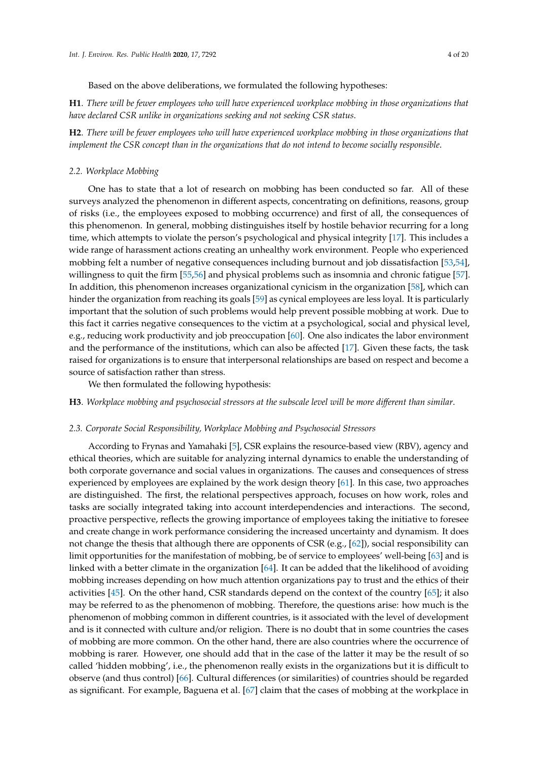Based on the above deliberations, we formulated the following hypotheses:

**H1**. *There will be fewer employees who will have experienced workplace mobbing in those organizations that have declared CSR unlike in organizations seeking and not seeking CSR status.*

**H2**. *There will be fewer employees who will have experienced workplace mobbing in those organizations that implement the CSR concept than in the organizations that do not intend to become socially responsible.*

### 2.2. Workplace Mobbing

One has to state that a lot of research on mobbing has been conducted so far. All of these surveys analyzed the phenomenon in different aspects, concentrating on definitions, reasons, group of risks (i.e., the employees exposed to mobbing occurrence) and first of all, the consequences of this phenomenon. In general, mobbing distinguishes itself by hostile behavior recurring for a long time, which attempts to violate the person's psychological and physical integrity [17]. This includes a wide range of harassment actions creating an unhealthy work environment. People who experienced mobbing felt a number of negative consequences including burnout and job dissatisfaction [53,54], willingness to quit the firm [55,56] and physical problems such as insomnia and chronic fatigue [57]. In addition, this phenomenon increases organizational cynicism in the organization [58], which can hinder the organization from reaching its goals [59] as cynical employees are less loyal. It is particularly important that the solution of such problems would help prevent possible mobbing at work. Due to this fact it carries negative consequences to the victim at a psychological, social and physical level, e.g., reducing work productivity and job preoccupation [60]. One also indicates the labor environment and the performance of the institutions, which can also be affected [17]. Given these facts, the task raised for organizations is to ensure that interpersonal relationships are based on respect and become a source of satisfaction rather than stress.

We then formulated the following hypothesis:

**H3**. *Workplace mobbing and psychosocial stressors at the subscale level will be more different than similar.*

### 2.3. Corporate Social Responsibility, Workplace Mobbing and Psychosocial Stressors

According to Frynas and Yamahaki [5], CSR explains the resource-based view (RBV), agency and ethical theories, which are suitable for analyzing internal dynamics to enable the understanding of both corporate governance and social values in organizations. The causes and consequences of stress experienced by employees are explained by the work design theory [61]. In this case, two approaches are distinguished. The first, the relational perspectives approach, focuses on how work, roles and tasks are socially integrated taking into account interdependencies and interactions. The second, proactive perspective, reflects the growing importance of employees taking the initiative to foresee and create change in work performance considering the increased uncertainty and dynamism. It does not change the thesis that although there are opponents of CSR (e.g., [62]), social responsibility can limit opportunities for the manifestation of mobbing, be of service to employees' well-being [63] and is linked with a better climate in the organization [64]. It can be added that the likelihood of avoiding mobbing increases depending on how much attention organizations pay to trust and the ethics of their activities [45]. On the other hand, CSR standards depend on the context of the country [65]; it also may be referred to as the phenomenon of mobbing. Therefore, the questions arise: how much is the phenomenon of mobbing common in different countries, is it associated with the level of development and is it connected with culture and/or religion. There is no doubt that in some countries the cases of mobbing are more common. On the other hand, there are also countries where the occurrence of mobbing is rarer. However, one should add that in the case of the latter it may be the result of so called 'hidden mobbing', i.e., the phenomenon really exists in the organizations but it is difficult to observe (and thus control) [66]. Cultural differences (or similarities) of countries should be regarded as significant. For example, Baguena et al. [67] claim that the cases of mobbing at the workplace in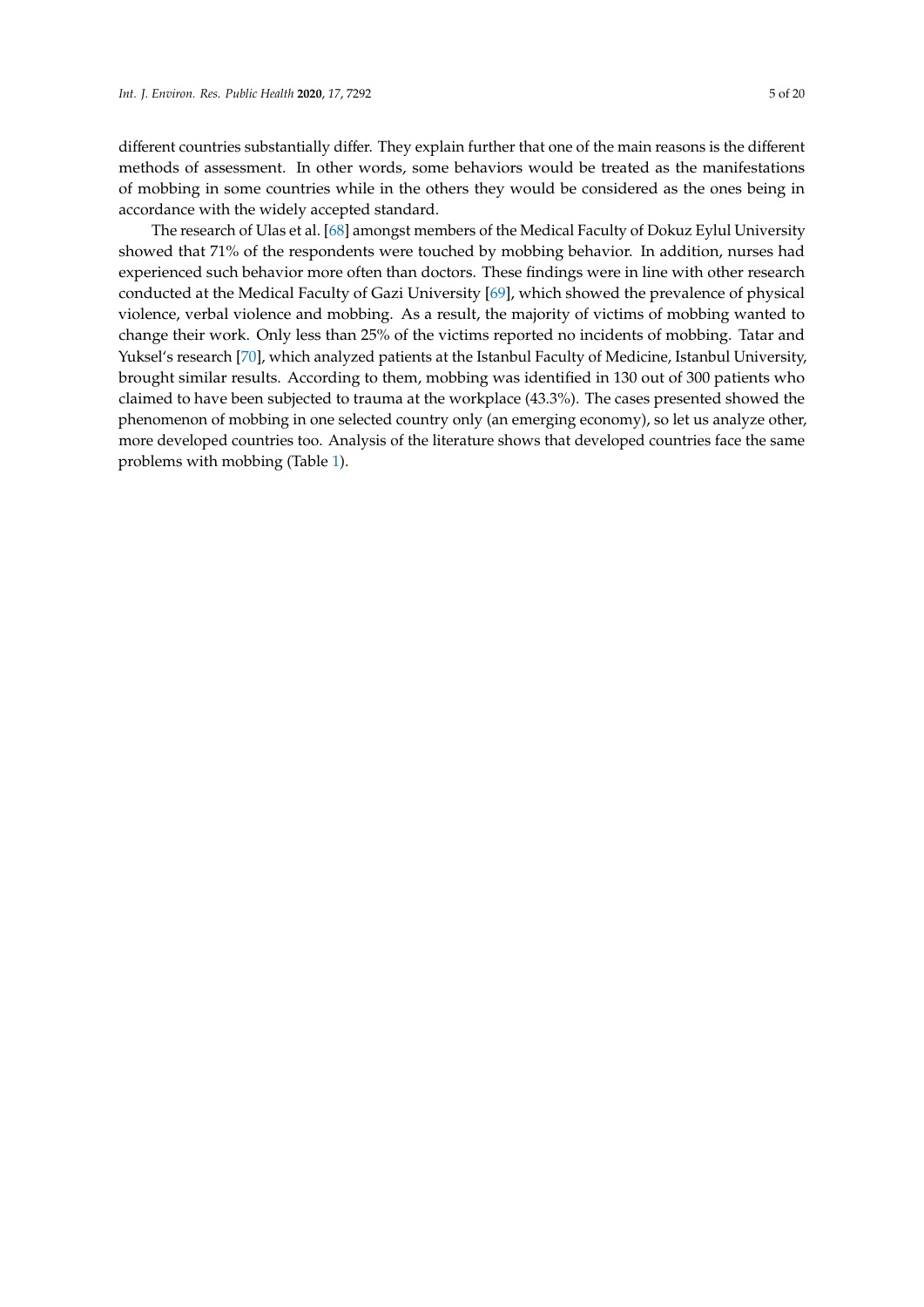different countries substantially differ. They explain further that one of the main reasons is the different methods of assessment. In other words, some behaviors would be treated as the manifestations of mobbing in some countries while in the others they would be considered as the ones being in accordance with the widely accepted standard.

The research of Ulas et al. [68] amongst members of the Medical Faculty of Dokuz Eylul University showed that 71% of the respondents were touched by mobbing behavior. In addition, nurses had experienced such behavior more often than doctors. These findings were in line with other research conducted at the Medical Faculty of Gazi University [69], which showed the prevalence of physical violence, verbal violence and mobbing. As a result, the majority of victims of mobbing wanted to change their work. Only less than 25% of the victims reported no incidents of mobbing. Tatar and Yuksel's research [70], which analyzed patients at the Istanbul Faculty of Medicine, Istanbul University, brought similar results. According to them, mobbing was identified in 130 out of 300 patients who claimed to have been subjected to trauma at the workplace (43.3%). The cases presented showed the phenomenon of mobbing in one selected country only (an emerging economy), so let us analyze other, more developed countries too. Analysis of the literature shows that developed countries face the same problems with mobbing (Table 1).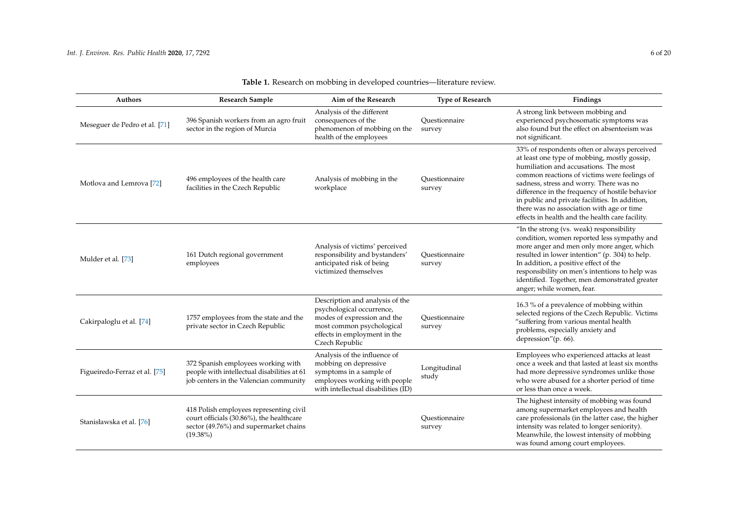**Table 1.** Research on mobbing in developed countries—literature review.

| Authors | Research Sample | Aim of the Research | Type of Research | Findings |
| --- | --- | --- | --- | --- |
| Meseguer de Pedro et al. [71] | 396 Spanish workers from an agro fruit sector in the region of Murcia | Analysis of the different consequences of the phenomenon of mobbing on the health of the employees | Questionnaire survey | A strong link between mobbing and experienced psychosomatic symptoms was also found but the effect on absenteeism was not significant. |
| Motlova and Lemrova [72] | 496 employees of the health care facilities in the Czech Republic | Analysis of mobbing in the workplace | Questionnaire survey | 33% of respondents often or always perceived at least one type of mobbing, mostly gossip, humiliation and accusations. The most common reactions of victims were feelings of sadness, stress and worry. There was no difference in the frequency of hostile behavior in public and private facilities. In addition, there was no association with age or time effects in health and the health care facility. |
| Mulder et al. [73] | 161 Dutch regional government employees | Analysis of victims' perceived responsibility and bystanders' anticipated risk of being victimized themselves | Questionnaire survey | "In the strong (vs. weak) responsibility condition, women reported less sympathy and more anger and men only more anger, which resulted in lower intention" (p. 304) to help. In addition, a positive effect of the responsibility on men's intentions to help was identified. Together, men demonstrated greater anger; while women, fear. |
| Cakirpaloglu et al. [74] | 1757 employees from the state and the private sector in Czech Republic | Description and analysis of the psychological occurrence, modes of expression and the most common psychological effects in employment in the Czech Republic | Questionnaire survey | 16.3 % of a prevalence of mobbing within selected regions of the Czech Republic. Victims "suffering from various mental health problems, especially anxiety and depression"(p. 66). |
| Figueiredo-Ferraz et al. [75] | 372 Spanish employees working with people with intellectual disabilities at 61 job centers in the Valencian community | Analysis of the influence of mobbing on depressive symptoms in a sample of employees working with people with intellectual disabilities (ID) | Longitudinal study | Employees who experienced attacks at least once a week and that lasted at least six months had more depressive syndromes unlike those who were abused for a shorter period of time or less than once a week. |
| Stanisławska et al. [76] | 418 Polish employees representing civil court officials (30.86%), the healthcare sector (49.76%) and supermarket chains (19.38%) | | Questionnaire survey | The highest intensity of mobbing was found among supermarket employees and health care professionals (in the latter case, the higher intensity was related to longer seniority). Meanwhile, the lowest intensity of mobbing was found among court employees. |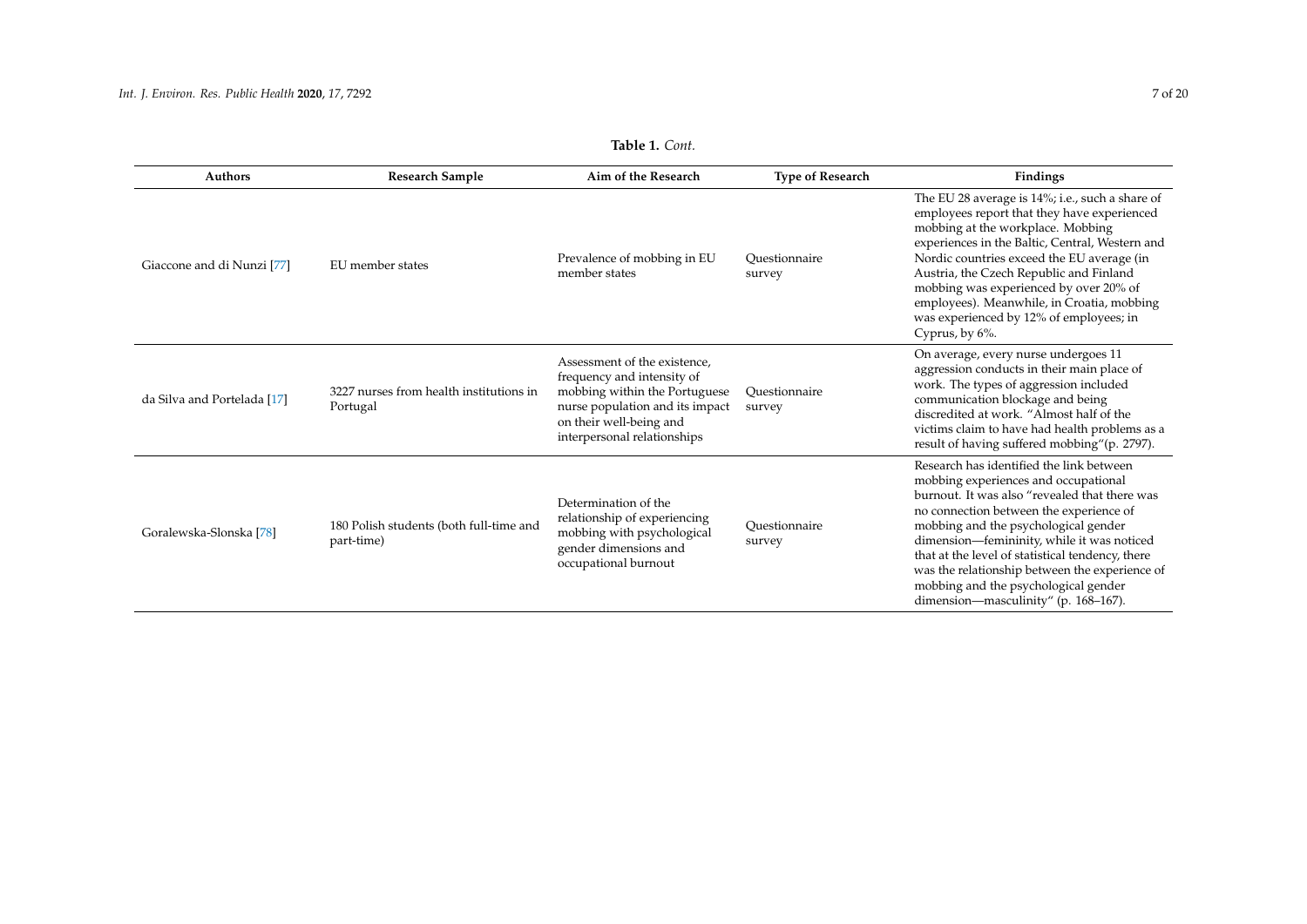**Table 1.** *Cont.*

| Authors | Research Sample | Aim of the Research | Type of Research | Findings |
| --- | --- | --- | --- | --- |
| Giaccone and di Nunzi [77] | EU member states | Prevalence of mobbing in EU member states | Questionnaire survey | The EU 28 average is 14%; i.e., such a share of employees report that they have experienced mobbing at the workplace. Mobbing experiences in the Baltic, Central, Western and Nordic countries exceed the EU average (in Austria, the Czech Republic and Finland mobbing was experienced by over 20% of employees). Meanwhile, in Croatia, mobbing was experienced by 12% of employees; in Cyprus, by 6%. |
| da Silva and Portelada [17] | 3227 nurses from health institutions in Portugal | Assessment of the existence, frequency and intensity of mobbing within the Portuguese nurse population and its impact on their well-being and interpersonal relationships | Questionnaire survey | On average, every nurse undergoes 11 aggression conducts in their main place of work. The types of aggression included communication blockage and being discredited at work. "Almost half of the victims claim to have had health problems as a result of having suffered mobbing"(p. 2797). |
| Goralewska-Slonska [78] | 180 Polish students (both full-time and part-time) | Determination of the relationship of experiencing mobbing with psychological gender dimensions and occupational burnout | Questionnaire survey | Research has identified the link between mobbing experiences and occupational burnout. It was also "revealed that there was no connection between the experience of mobbing and the psychological gender dimension—femininity, while it was noticed that at the level of statistical tendency, there was the relationship between the experience of mobbing and the psychological gender dimension—masculinity" (p. 168–167). |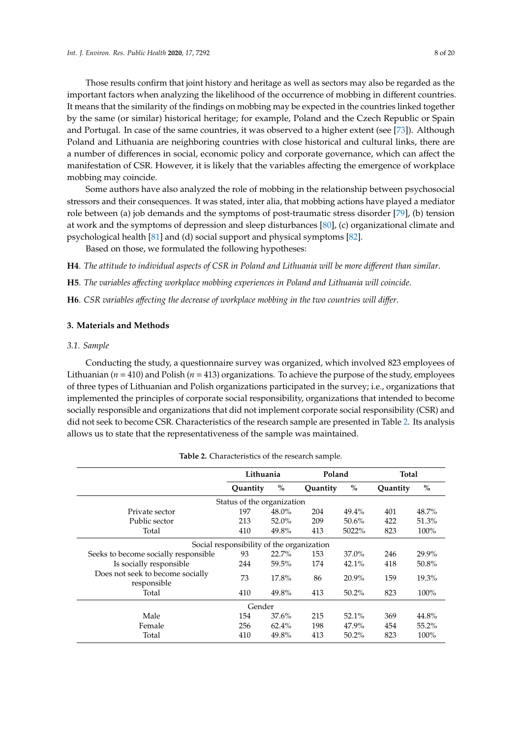Those results confirm that joint history and heritage as well as sectors may also be regarded as the important factors when analyzing the likelihood of the occurrence of mobbing in different countries. It means that the similarity of the findings on mobbing may be expected in the countries linked together by the same (or similar) historical heritage; for example, Poland and the Czech Republic or Spain and Portugal. In case of the same countries, it was observed to a higher extent (see [73]). Although Poland and Lithuania are neighboring countries with close historical and cultural links, there are a number of differences in social, economic policy and corporate governance, which can affect the manifestation of CSR. However, it is likely that the variables affecting the emergence of workplace mobbing may coincide.

Some authors have also analyzed the role of mobbing in the relationship between psychosocial stressors and their consequences. It was stated, inter alia, that mobbing actions have played a mediator role between (a) job demands and the symptoms of post-traumatic stress disorder [79], (b) tension at work and the symptoms of depression and sleep disturbances [80], (c) organizational climate and psychological health [81] and (d) social support and physical symptoms [82].

Based on those, we formulated the following hypotheses:

**H4**. *The attitude to individual aspects of CSR in Poland and Lithuania will be more different than similar.*

**H5**. *The variables affecting workplace mobbing experiences in Poland and Lithuania will coincide.*

**H6**. *CSR variables affecting the decrease of workplace mobbing in the two countries will differ.*

## 3. Materials and Methods

### 3.1. Sample

Conducting the study, a questionnaire survey was organized, which involved 823 employees of Lithuanian (*n* = 410) and Polish (*n* = 413) organizations. To achieve the purpose of the study, employees of three types of Lithuanian and Polish organizations participated in the survey; i.e., organizations that implemented the principles of corporate social responsibility, organizations that intended to become socially responsible and organizations that did not implement corporate social responsibility (CSR) and did not seek to become CSR. Characteristics of the research sample are presented in Table 2. Its analysis allows us to state that the representativeness of the sample was maintained.

**Table 2.** Characteristics of the research sample.

| | Lithuania | | Poland | | Total | |
|---|---|---|---|---|---|---|
| | Quantity | % | Quantity | % | Quantity | % |
| Status of the organization | | | | | | |
| Private sector | 197 | 48.0% | 204 | 49.4% | 401 | 48.7% |
| Public sector | 213 | 52.0% | 209 | 50.6% | 422 | 51.3% |
| Total | 410 | 49.8% | 413 | 5022% | 823 | 100% |
| Social responsibility of the organization | | | | | | |
| Seeks to become socially responsible | 93 | 22.7% | 153 | 37.0% | 246 | 29.9% |
| Is socially responsible | 244 | 59.5% | 174 | 42.1% | 418 | 50.8% |
| Does not seek to become socially responsible | 73 | 17.8% | 86 | 20.9% | 159 | 19.3% |
| Total | 410 | 49.8% | 413 | 50.2% | 823 | 100% |
| Gender | | | | | | |
| Male | 154 | 37.6% | 215 | 52.1% | 369 | 44.8% |
| Female | 256 | 62.4% | 198 | 47.9% | 454 | 55.2% |
| Total | 410 | 49.8% | 413 | 50.2% | 823 | 100% |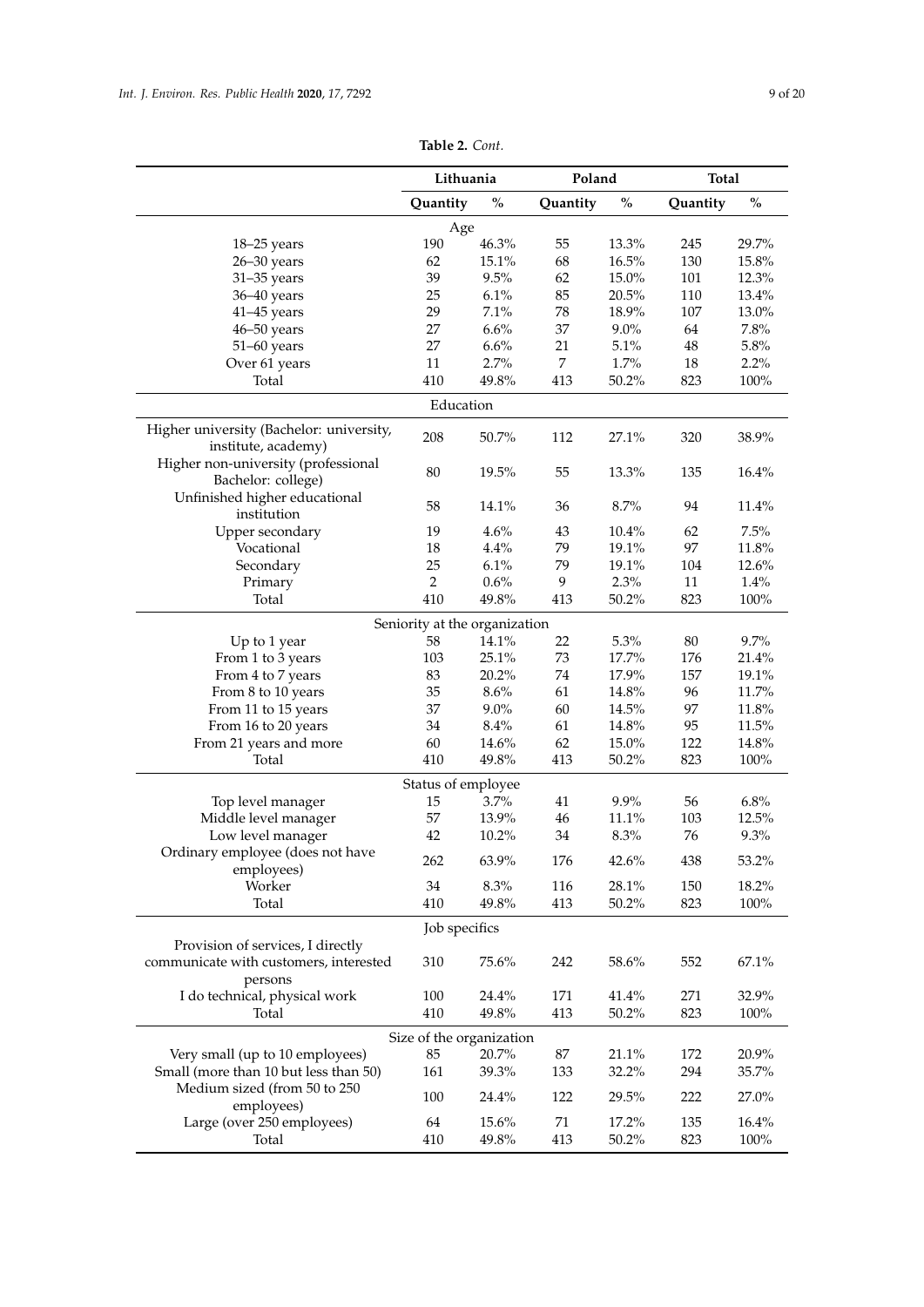**Table 2.** *Cont.*

| | Lithuania | | Poland | | Total | |
|---|---|---|---|---|---|---|
| | **Quantity** | **%** | **Quantity** | **%** | **Quantity** | **%** |
| **Age** | | | | | | |
| 18–25 years | 190 | 46.3% | 55 | 13.3% | 245 | 29.7% |
| 26–30 years | 62 | 15.1% | 68 | 16.5% | 130 | 15.8% |
| 31–35 years | 39 | 9.5% | 62 | 15.0% | 101 | 12.3% |
| 36–40 years | 25 | 6.1% | 85 | 20.5% | 110 | 13.4% |
| 41–45 years | 29 | 7.1% | 78 | 18.9% | 107 | 13.0% |
| 46–50 years | 27 | 6.6% | 37 | 9.0% | 64 | 7.8% |
| 51–60 years | 27 | 6.6% | 21 | 5.1% | 48 | 5.8% |
| Over 61 years | 11 | 2.7% | 7 | 1.7% | 18 | 2.2% |
| Total | 410 | 49.8% | 413 | 50.2% | 823 | 100% |
| **Education** | | | | | | |
| Higher university (Bachelor: university, institute, academy) | 208 | 50.7% | 112 | 27.1% | 320 | 38.9% |
| Higher non-university (professional Bachelor: college) | 80 | 19.5% | 55 | 13.3% | 135 | 16.4% |
| Unfinished higher educational institution | 58 | 14.1% | 36 | 8.7% | 94 | 11.4% |
| Upper secondary | 19 | 4.6% | 43 | 10.4% | 62 | 7.5% |
| Vocational | 18 | 4.4% | 79 | 19.1% | 97 | 11.8% |
| Secondary | 25 | 6.1% | 79 | 19.1% | 104 | 12.6% |
| Primary | 2 | 0.6% | 9 | 2.3% | 11 | 1.4% |
| Total | 410 | 49.8% | 413 | 50.2% | 823 | 100% |
| **Seniority at the organization** | | | | | | |
| Up to 1 year | 58 | 14.1% | 22 | 5.3% | 80 | 9.7% |
| From 1 to 3 years | 103 | 25.1% | 73 | 17.7% | 176 | 21.4% |
| From 4 to 7 years | 83 | 20.2% | 74 | 17.9% | 157 | 19.1% |
| From 8 to 10 years | 35 | 8.6% | 61 | 14.8% | 96 | 11.7% |
| From 11 to 15 years | 37 | 9.0% | 60 | 14.5% | 97 | 11.8% |
| From 16 to 20 years | 34 | 8.4% | 61 | 14.8% | 95 | 11.5% |
| From 21 years and more | 60 | 14.6% | 62 | 15.0% | 122 | 14.8% |
| Total | 410 | 49.8% | 413 | 50.2% | 823 | 100% |
| **Status of employee** | | | | | | |
| Top level manager | 15 | 3.7% | 41 | 9.9% | 56 | 6.8% |
| Middle level manager | 57 | 13.9% | 46 | 11.1% | 103 | 12.5% |
| Low level manager | 42 | 10.2% | 34 | 8.3% | 76 | 9.3% |
| Ordinary employee (does not have employees) | 262 | 63.9% | 176 | 42.6% | 438 | 53.2% |
| Worker | 34 | 8.3% | 116 | 28.1% | 150 | 18.2% |
| Total | 410 | 49.8% | 413 | 50.2% | 823 | 100% |
| **Job specifics** | | | | | | |
| Provision of services, I directly communicate with customers, interested persons | 310 | 75.6% | 242 | 58.6% | 552 | 67.1% |
| I do technical, physical work | 100 | 24.4% | 171 | 41.4% | 271 | 32.9% |
| Total | 410 | 49.8% | 413 | 50.2% | 823 | 100% |
| **Size of the organization** | | | | | | |
| Very small (up to 10 employees) | 85 | 20.7% | 87 | 21.1% | 172 | 20.9% |
| Small (more than 10 but less than 50) | 161 | 39.3% | 133 | 32.2% | 294 | 35.7% |
| Medium sized (from 50 to 250 employees) | 100 | 24.4% | 122 | 29.5% | 222 | 27.0% |
| Large (over 250 employees) | 64 | 15.6% | 71 | 17.2% | 135 | 16.4% |
| Total | 410 | 49.8% | 413 | 50.2% | 823 | 100% |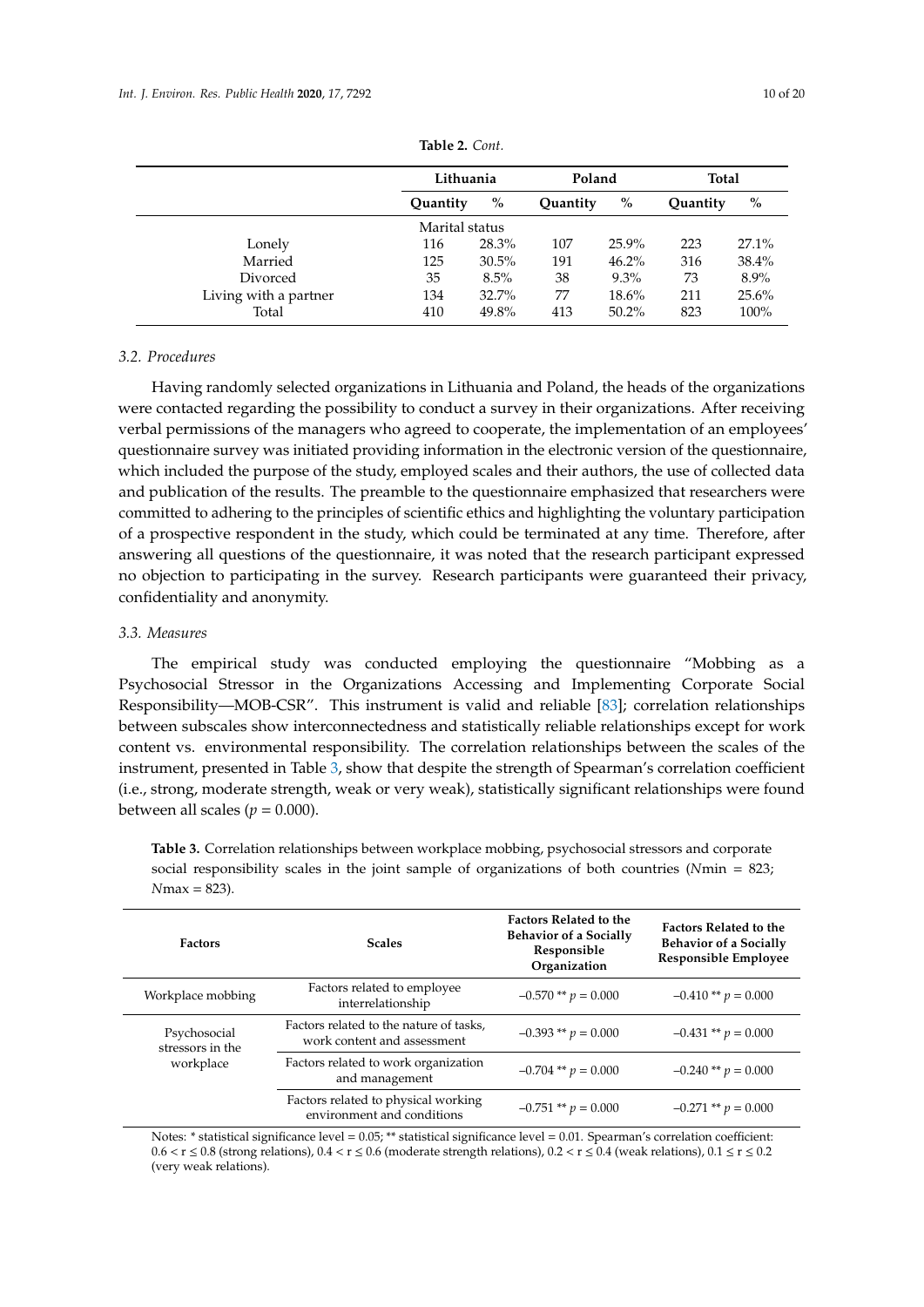**Table 2.** *Cont.*

| | Lithuania | | Poland | | Total | |
|---|---|---|---|---|---|---|
| | Quantity | % | Quantity | % | Quantity | % |
| | Marital status | | | | | |
| Lonely | 116 | 28.3% | 107 | 25.9% | 223 | 27.1% |
| Married | 125 | 30.5% | 191 | 46.2% | 316 | 38.4% |
| Divorced | 35 | 8.5% | 38 | 9.3% | 73 | 8.9% |
| Living with a partner | 134 | 32.7% | 77 | 18.6% | 211 | 25.6% |
| Total | 410 | 49.8% | 413 | 50.2% | 823 | 100% |

### *3.2. Procedures*

Having randomly selected organizations in Lithuania and Poland, the heads of the organizations were contacted regarding the possibility to conduct a survey in their organizations. After receiving verbal permissions of the managers who agreed to cooperate, the implementation of an employees' questionnaire survey was initiated providing information in the electronic version of the questionnaire, which included the purpose of the study, employed scales and their authors, the use of collected data and publication of the results. The preamble to the questionnaire emphasized that researchers were committed to adhering to the principles of scientific ethics and highlighting the voluntary participation of a prospective respondent in the study, which could be terminated at any time. Therefore, after answering all questions of the questionnaire, it was noted that the research participant expressed no objection to participating in the survey. Research participants were guaranteed their privacy, confidentiality and anonymity.

### *3.3. Measures*

The empirical study was conducted employing the questionnaire "Mobbing as a Psychosocial Stressor in the Organizations Accessing and Implementing Corporate Social Responsibility—MOB-CSR". This instrument is valid and reliable [83]; correlation relationships between subscales show interconnectedness and statistically reliable relationships except for work content vs. environmental responsibility. The correlation relationships between the scales of the instrument, presented in Table 3, show that despite the strength of Spearman's correlation coefficient (i.e., strong, moderate strength, weak or very weak), statistically significant relationships were found between all scales ($p = 0.000$).

**Table 3.** Correlation relationships between workplace mobbing, psychosocial stressors and corporate social responsibility scales in the joint sample of organizations of both countries ($N$min = 823; $N$max = 823).

| Factors | Scales | Factors Related to the Behavior of a Socially Responsible Organization | Factors Related to the Behavior of a Socially Responsible Employee |
|---|---|---|---|
| Workplace mobbing | Factors related to employee interrelationship | −0.570 ** $p = 0.000$ | −0.410 ** $p = 0.000$ |
| Psychosocial stressors in the workplace | Factors related to the nature of tasks, work content and assessment | −0.393 ** $p = 0.000$ | −0.431 ** $p = 0.000$ |
| | Factors related to work organization and management | −0.704 ** $p = 0.000$ | −0.240 ** $p = 0.000$ |
| | Factors related to physical working environment and conditions | −0.751 ** $p = 0.000$ | −0.271 ** $p = 0.000$ |

Notes: * statistical significance level = 0.05; ** statistical significance level = 0.01. Spearman's correlation coefficient: $0.6 < r \leq 0.8$ (strong relations), $0.4 < r \leq 0.6$ (moderate strength relations), $0.2 < r \leq 0.4$ (weak relations), $0.1 \leq r \leq 0.2$ (very weak relations).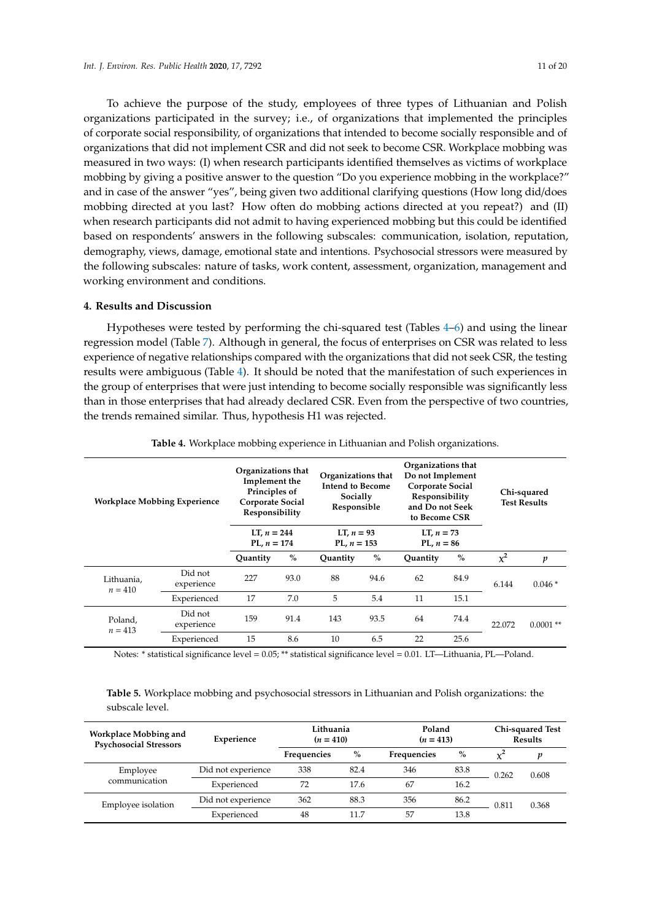To achieve the purpose of the study, employees of three types of Lithuanian and Polish organizations participated in the survey; i.e., of organizations that implemented the principles of corporate social responsibility, of organizations that intended to become socially responsible and of organizations that did not implement CSR and did not seek to become CSR. Workplace mobbing was measured in two ways: (I) when research participants identified themselves as victims of workplace mobbing by giving a positive answer to the question "Do you experience mobbing in the workplace?" and in case of the answer "yes", being given two additional clarifying questions (How long did/does mobbing directed at you last? How often do mobbing actions directed at you repeat?) and (II) when research participants did not admit to having experienced mobbing but this could be identified based on respondents' answers in the following subscales: communication, isolation, reputation, demography, views, damage, emotional state and intentions. Psychosocial stressors were measured by the following subscales: nature of tasks, work content, assessment, organization, management and working environment and conditions.

## 4. Results and Discussion

Hypotheses were tested by performing the chi-squared test (Tables 4–6) and using the linear regression model (Table 7). Although in general, the focus of enterprises on CSR was related to less experience of negative relationships compared with the organizations that did not seek CSR, the testing results were ambiguous (Table 4). It should be noted that the manifestation of such experiences in the group of enterprises that were just intending to become socially responsible was significantly less than in those enterprises that had already declared CSR. Even from the perspective of two countries, the trends remained similar. Thus, hypothesis H1 was rejected.

**Table 4.** Workplace mobbing experience in Lithuanian and Polish organizations.

| Workplace Mobbing Experience | | Organizations that Implement the Principles of Corporate Social Responsibility | | Organizations that Intend to Become Socially Responsible | | Organizations that Do not Implement Corporate Social Responsibility and Do not Seek to Become CSR | | Chi-squared Test Results | |
|---|---|---|---|---|---|---|---|---|---|
| | | LT, $n = 244$ PL, $n = 174$ | | LT, $n = 93$ PL, $n = 153$ | | LT, $n = 73$ PL, $n = 86$ | | | |
| | | Quantity | % | Quantity | % | Quantity | % | $\chi^2$ | $p$ |
| Lithuania, $n = 410$ | Did not experience | 227 | 93.0 | 88 | 94.6 | 62 | 84.9 | 6.144 | 0.046 * |
| | Experienced | 17 | 7.0 | 5 | 5.4 | 11 | 15.1 | | |
| Poland, $n = 413$ | Did not experience | 159 | 91.4 | 143 | 93.5 | 64 | 74.4 | 22.072 | 0.0001 ** |
| | Experienced | 15 | 8.6 | 10 | 6.5 | 22 | 25.6 | | |

Notes: * statistical significance level = 0.05; ** statistical significance level = 0.01. LT—Lithuania, PL—Poland.

**Table 5.** Workplace mobbing and psychosocial stressors in Lithuanian and Polish organizations: the subscale level.

| Workplace Mobbing and Psychosocial Stressors | Experience | Lithuania ($n = 410$) | | Poland ($n = 413$) | | Chi-squared Test Results | |
|---|---|---|---|---|---|---|---|
| | | Frequencies | % | Frequencies | % | $\chi^2$ | $p$ |
| Employee communication | Did not experience | 338 | 82.4 | 346 | 83.8 | 0.262 | 0.608 |
| | Experienced | 72 | 17.6 | 67 | 16.2 | | |
| Employee isolation | Did not experience | 362 | 88.3 | 356 | 86.2 | 0.811 | 0.368 |
| | Experienced | 48 | 11.7 | 57 | 13.8 | | |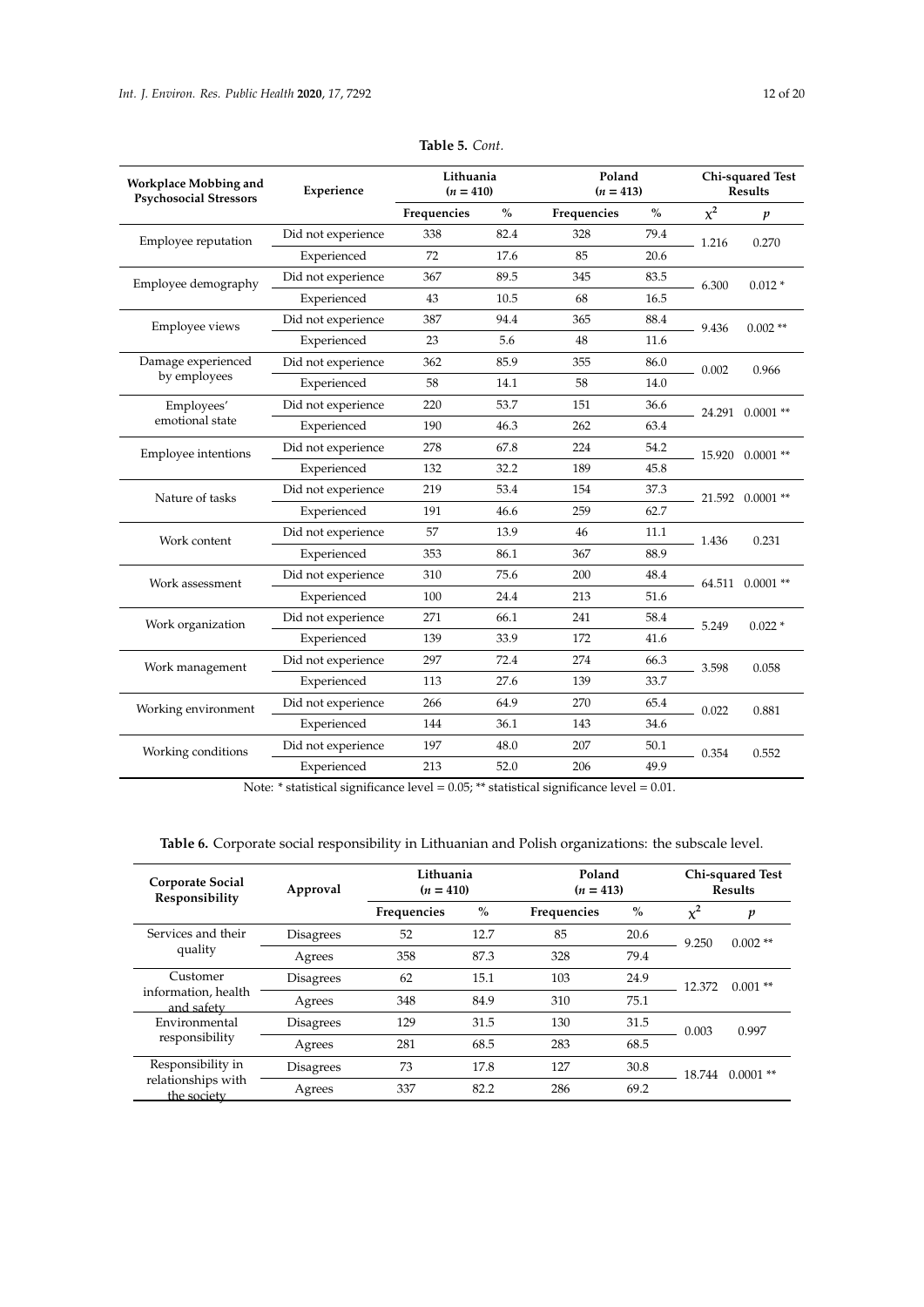**Table 5.** *Cont.*

| Workplace Mobbing and Psychosocial Stressors | Experience | Lithuania ($n$ = 410) | | Poland ($n$ = 413) | | Chi-squared Test Results | |
|---|---|---|---|---|---|---|---|
| | | Frequencies | % | Frequencies | % | $\chi^2$ | $p$ |
| Employee reputation | Did not experience | 338 | 82.4 | 328 | 79.4 | 1.216 | 0.270 |
| | Experienced | 72 | 17.6 | 85 | 20.6 | | |
| Employee demography | Did not experience | 367 | 89.5 | 345 | 83.5 | 6.300 | 0.012 * |
| | Experienced | 43 | 10.5 | 68 | 16.5 | | |
| Employee views | Did not experience | 387 | 94.4 | 365 | 88.4 | 9.436 | 0.002 ** |
| | Experienced | 23 | 5.6 | 48 | 11.6 | | |
| Damage experienced by employees | Did not experience | 362 | 85.9 | 355 | 86.0 | 0.002 | 0.966 |
| | Experienced | 58 | 14.1 | 58 | 14.0 | | |
| Employees' emotional state | Did not experience | 220 | 53.7 | 151 | 36.6 | 24.291 | 0.0001 ** |
| | Experienced | 190 | 46.3 | 262 | 63.4 | | |
| Employee intentions | Did not experience | 278 | 67.8 | 224 | 54.2 | 15.920 | 0.0001 ** |
| | Experienced | 132 | 32.2 | 189 | 45.8 | | |
| Nature of tasks | Did not experience | 219 | 53.4 | 154 | 37.3 | 21.592 | 0.0001 ** |
| | Experienced | 191 | 46.6 | 259 | 62.7 | | |
| Work content | Did not experience | 57 | 13.9 | 46 | 11.1 | 1.436 | 0.231 |
| | Experienced | 353 | 86.1 | 367 | 88.9 | | |
| Work assessment | Did not experience | 310 | 75.6 | 200 | 48.4 | 64.511 | 0.0001 ** |
| | Experienced | 100 | 24.4 | 213 | 51.6 | | |
| Work organization | Did not experience | 271 | 66.1 | 241 | 58.4 | 5.249 | 0.022 * |
| | Experienced | 139 | 33.9 | 172 | 41.6 | | |
| Work management | Did not experience | 297 | 72.4 | 274 | 66.3 | 3.598 | 0.058 |
| | Experienced | 113 | 27.6 | 139 | 33.7 | | |
| Working environment | Did not experience | 266 | 64.9 | 270 | 65.4 | 0.022 | 0.881 |
| | Experienced | 144 | 36.1 | 143 | 34.6 | | |
| Working conditions | Did not experience | 197 | 48.0 | 207 | 50.1 | 0.354 | 0.552 |
| | Experienced | 213 | 52.0 | 206 | 49.9 | | |

Note: * statistical significance level = 0.05; ** statistical significance level = 0.01.

**Table 6.** Corporate social responsibility in Lithuanian and Polish organizations: the subscale level.

| Corporate Social Responsibility | Approval | Lithuania ($n$ = 410) | | Poland ($n$ = 413) | | Chi-squared Test Results | |
|---|---|---|---|---|---|---|---|
| | | Frequencies | % | Frequencies | % | $\chi^2$ | $p$ |
| Services and their quality | Disagrees | 52 | 12.7 | 85 | 20.6 | 9.250 | 0.002 ** |
| | Agrees | 358 | 87.3 | 328 | 79.4 | | |
| Customer information, health and safety | Disagrees | 62 | 15.1 | 103 | 24.9 | 12.372 | 0.001 ** |
| | Agrees | 348 | 84.9 | 310 | 75.1 | | |
| Environmental responsibility | Disagrees | 129 | 31.5 | 130 | 31.5 | 0.003 | 0.997 |
| | Agrees | 281 | 68.5 | 283 | 68.5 | | |
| Responsibility in relationships with the society | Disagrees | 73 | 17.8 | 127 | 30.8 | 18.744 | 0.0001 ** |
| | Agrees | 337 | 82.2 | 286 | 69.2 | | |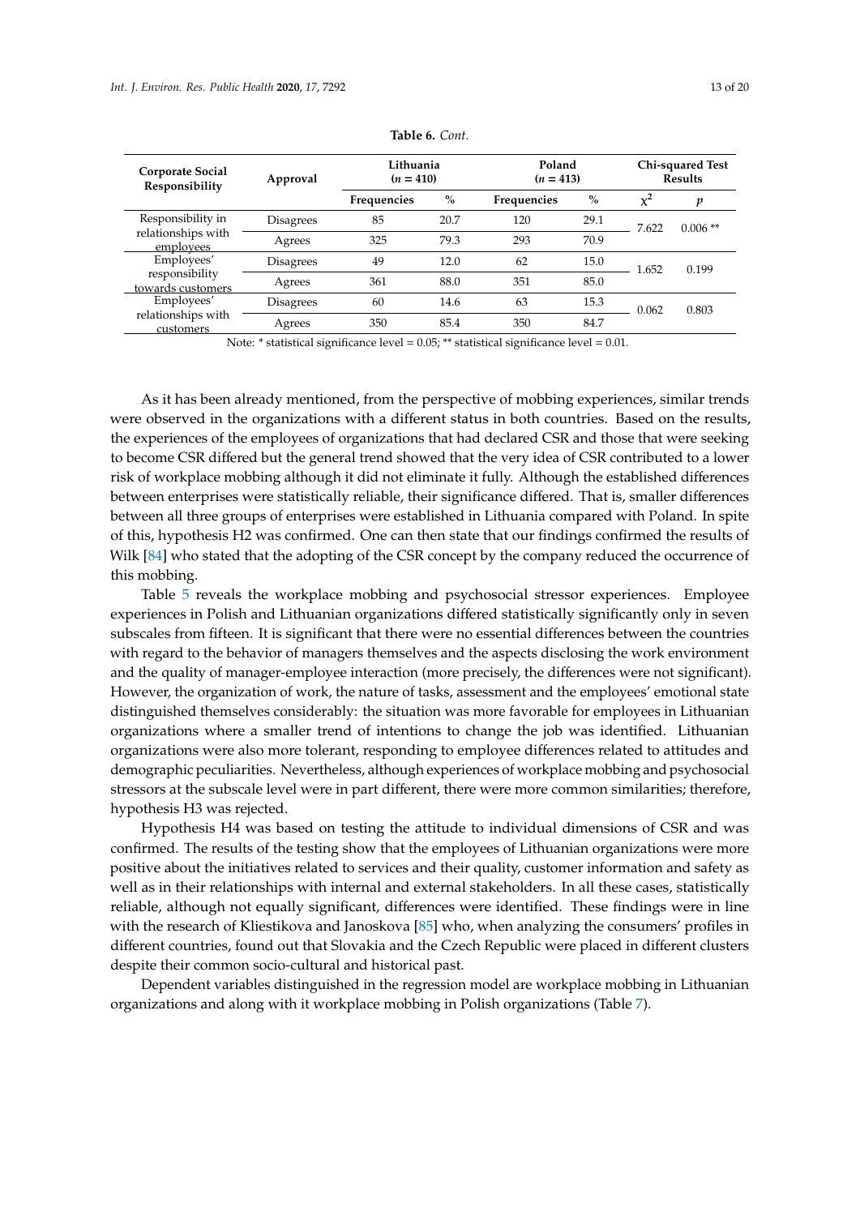**Table 6.** *Cont.*

| Corporate Social Responsibility | Approval | Lithuania ($n$ = 410) | | Poland ($n$ = 413) | | Chi-squared Test Results | |
|---|---|---|---|---|---|---|---|
| | | Frequencies | % | Frequencies | % | $\chi^2$ | $p$ |
| Responsibility in relationships with employees | Disagrees | 85 | 20.7 | 120 | 29.1 | 7.622 | 0.006 ** |
| | Agrees | 325 | 79.3 | 293 | 70.9 | | |
| Employees' responsibility towards customers | Disagrees | 49 | 12.0 | 62 | 15.0 | 1.652 | 0.199 |
| | Agrees | 361 | 88.0 | 351 | 85.0 | | |
| Employees' relationships with customers | Disagrees | 60 | 14.6 | 63 | 15.3 | 0.062 | 0.803 |
| | Agrees | 350 | 85.4 | 350 | 84.7 | | |

Note: * statistical significance level = 0.05; ** statistical significance level = 0.01.

As it has been already mentioned, from the perspective of mobbing experiences, similar trends were observed in the organizations with a different status in both countries. Based on the results, the experiences of the employees of organizations that had declared CSR and those that were seeking to become CSR differed but the general trend showed that the very idea of CSR contributed to a lower risk of workplace mobbing although it did not eliminate it fully. Although the established differences between enterprises were statistically reliable, their significance differed. That is, smaller differences between all three groups of enterprises were established in Lithuania compared with Poland. In spite of this, hypothesis H2 was confirmed. One can then state that our findings confirmed the results of Wilk [84] who stated that the adopting of the CSR concept by the company reduced the occurrence of this mobbing.

Table 5 reveals the workplace mobbing and psychosocial stressor experiences. Employee experiences in Polish and Lithuanian organizations differed statistically significantly only in seven subscales from fifteen. It is significant that there were no essential differences between the countries with regard to the behavior of managers themselves and the aspects disclosing the work environment and the quality of manager-employee interaction (more precisely, the differences were not significant). However, the organization of work, the nature of tasks, assessment and the employees' emotional state distinguished themselves considerably: the situation was more favorable for employees in Lithuanian organizations where a smaller trend of intentions to change the job was identified. Lithuanian organizations were also more tolerant, responding to employee differences related to attitudes and demographic peculiarities. Nevertheless, although experiences of workplace mobbing and psychosocial stressors at the subscale level were in part different, there were more common similarities; therefore, hypothesis H3 was rejected.

Hypothesis H4 was based on testing the attitude to individual dimensions of CSR and was confirmed. The results of the testing show that the employees of Lithuanian organizations were more positive about the initiatives related to services and their quality, customer information and safety as well as in their relationships with internal and external stakeholders. In all these cases, statistically reliable, although not equally significant, differences were identified. These findings were in line with the research of Kliestikova and Janoskova [85] who, when analyzing the consumers' profiles in different countries, found out that Slovakia and the Czech Republic were placed in different clusters despite their common socio-cultural and historical past.

Dependent variables distinguished in the regression model are workplace mobbing in Lithuanian organizations and along with it workplace mobbing in Polish organizations (Table 7).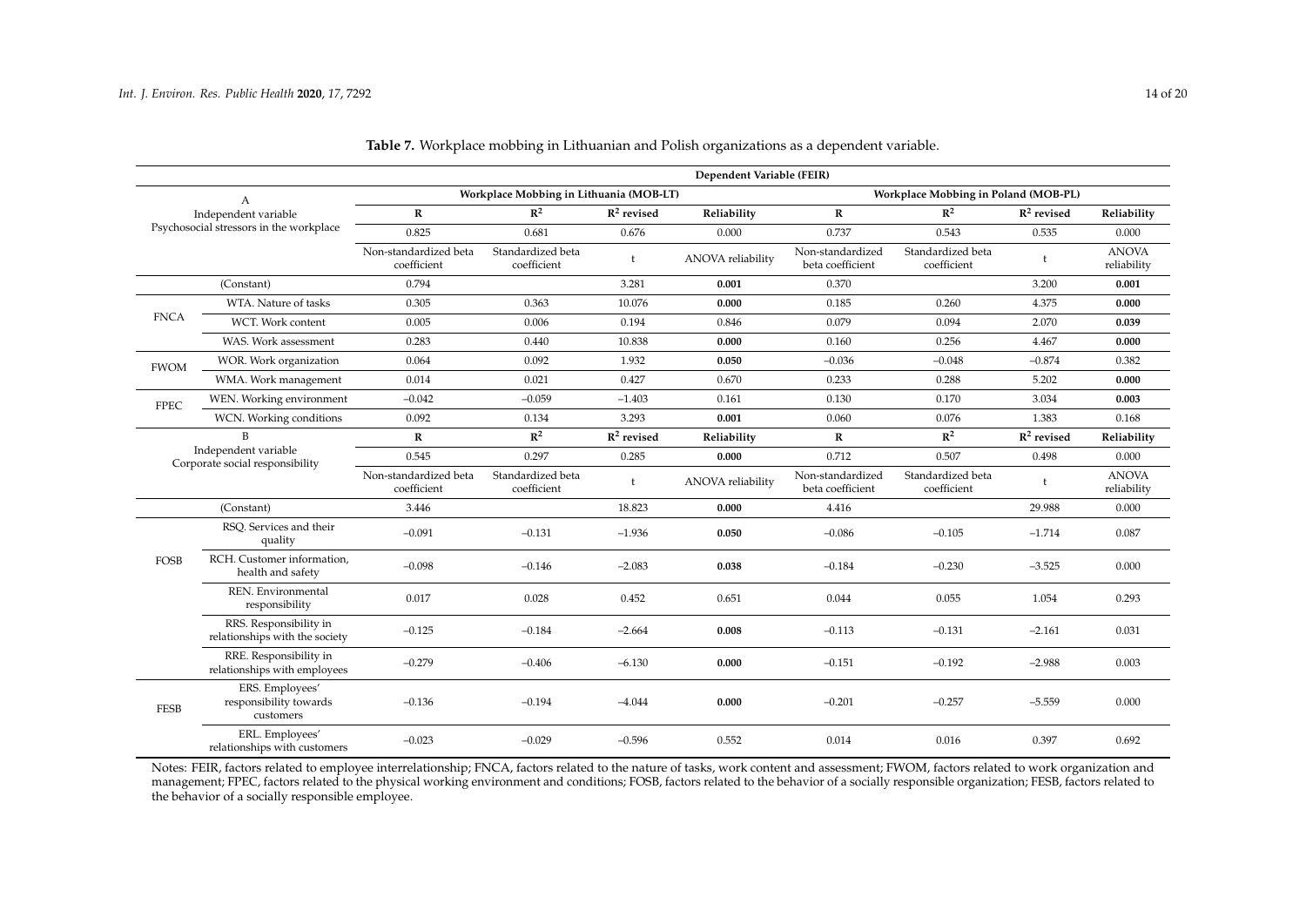**Table 7.** Workplace mobbing in Lithuanian and Polish organizations as a dependent variable.

| | | Dependent Variable (FEIR) | | | | | | | |
|---|---|---|---|---|---|---|---|---|---|
| A<br>Independent variable<br>Psychosocial stressors in the workplace | | Workplace Mobbing in Lithuania (MOB-LT) | | | | Workplace Mobbing in Poland (MOB-PL) | | | |
| | | **R** | $R^2$ | $R^2$ revised | **Reliability** | **R** | $R^2$ | $R^2$ revised | **Reliability** |
| | | 0.825 | 0.681 | 0.676 | 0.000 | 0.737 | 0.543 | 0.535 | 0.000 |
| | | Non-standardized beta coefficient | Standardized beta coefficient | t | ANOVA reliability | Non-standardized beta coefficient | Standardized beta coefficient | t | ANOVA reliability |
| | (Constant) | 0.794 | | 3.281 | **0.001** | 0.370 | | 3.200 | **0.001** |
| FNCA | WTA. Nature of tasks | 0.305 | 0.363 | 10.076 | **0.000** | 0.185 | 0.260 | 4.375 | **0.000** |
| | WCT. Work content | 0.005 | 0.006 | 0.194 | 0.846 | 0.079 | 0.094 | 2.070 | **0.039** |
| | WAS. Work assessment | 0.283 | 0.440 | 10.838 | **0.000** | 0.160 | 0.256 | 4.467 | **0.000** |
| FWOM | WOR. Work organization | 0.064 | 0.092 | 1.932 | **0.050** | −0.036 | −0.048 | −0.874 | 0.382 |
| | WMA. Work management | 0.014 | 0.021 | 0.427 | 0.670 | 0.233 | 0.288 | 5.202 | **0.000** |
| FPEC | WEN. Working environment | −0.042 | −0.059 | −1.403 | 0.161 | 0.130 | 0.170 | 3.034 | **0.003** |
| | WCN. Working conditions | 0.092 | 0.134 | 3.293 | **0.001** | 0.060 | 0.076 | 1.383 | 0.168 |
| B<br>Independent variable<br>Corporate social responsibility | | **R** | $R^2$ | $R^2$ revised | **Reliability** | **R** | $R^2$ | $R^2$ revised | **Reliability** |
| | | 0.545 | 0.297 | 0.285 | **0.000** | 0.712 | 0.507 | 0.498 | 0.000 |
| | | Non-standardized beta coefficient | Standardized beta coefficient | t | ANOVA reliability | Non-standardized beta coefficient | Standardized beta coefficient | t | ANOVA reliability |
| | (Constant) | 3.446 | | 18.823 | **0.000** | 4.416 | | 29.988 | 0.000 |
| FOSB | RSQ. Services and their quality | −0.091 | −0.131 | −1.936 | **0.050** | −0.086 | −0.105 | −1.714 | 0.087 |
| | RCH. Customer information, health and safety | −0.098 | −0.146 | −2.083 | **0.038** | −0.184 | −0.230 | −3.525 | 0.000 |
| | REN. Environmental responsibility | 0.017 | 0.028 | 0.452 | 0.651 | 0.044 | 0.055 | 1.054 | 0.293 |
| | RRS. Responsibility in relationships with the society | −0.125 | −0.184 | −2.664 | **0.008** | −0.113 | −0.131 | −2.161 | 0.031 |
| | RRE. Responsibility in relationships with employees | −0.279 | −0.406 | −6.130 | **0.000** | −0.151 | −0.192 | −2.988 | 0.003 |
| FESB | ERS. Employees' responsibility towards customers | −0.136 | −0.194 | −4.044 | **0.000** | −0.201 | −0.257 | −5.559 | 0.000 |
| | ERL. Employees' relationships with customers | −0.023 | −0.029 | −0.596 | 0.552 | 0.014 | 0.016 | 0.397 | 0.692 |

Notes: FEIR, factors related to employee interrelationship; FNCA, factors related to the nature of tasks, work content and assessment; FWOM, factors related to work organization and management; FPEC, factors related to the physical working environment and conditions; FOSB, factors related to the behavior of a socially responsible organization; FESB, factors related to the behavior of a socially responsible employee.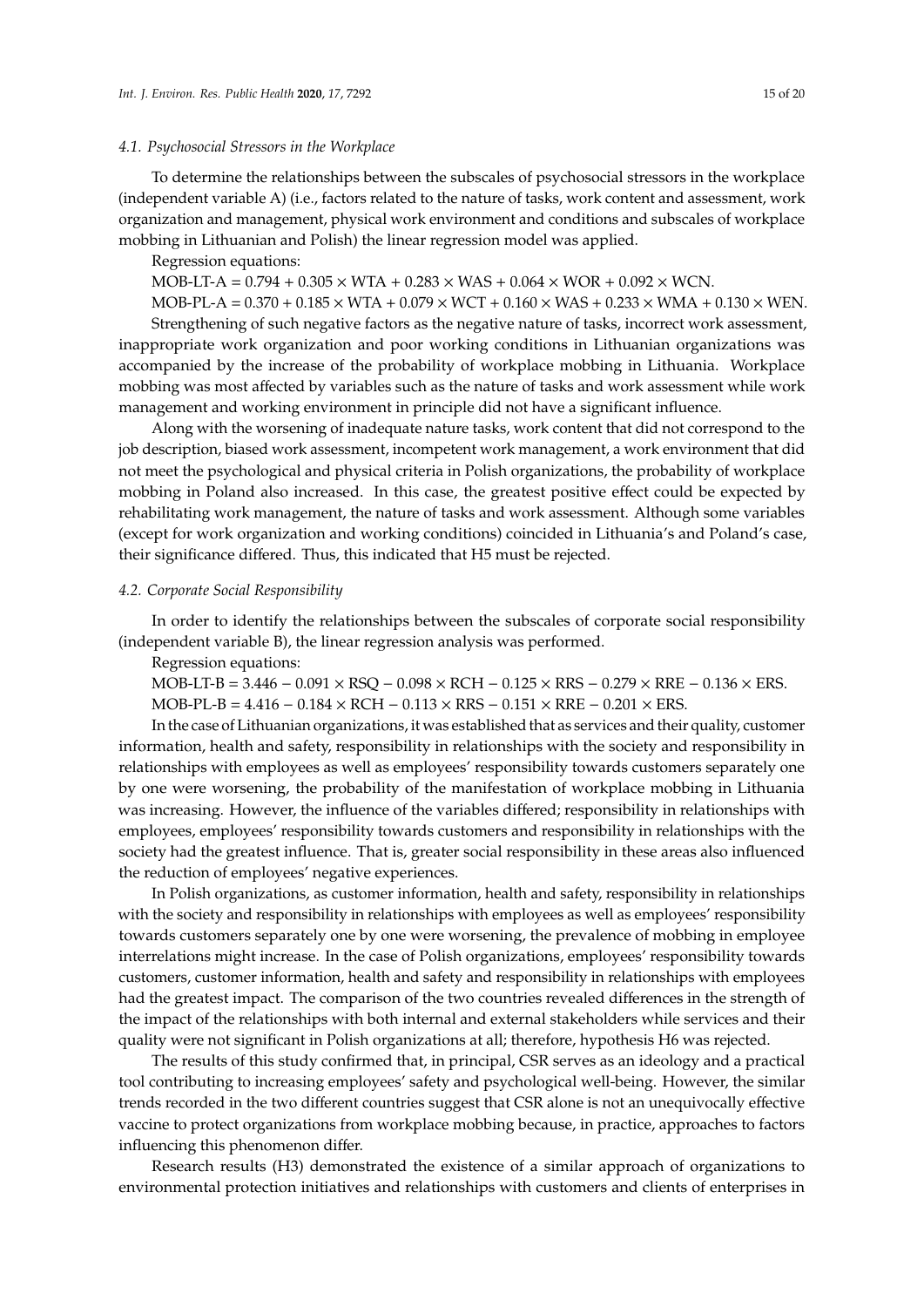### 4.1. Psychosocial Stressors in the Workplace

To determine the relationships between the subscales of psychosocial stressors in the workplace (independent variable A) (i.e., factors related to the nature of tasks, work content and assessment, work organization and management, physical work environment and conditions and subscales of workplace mobbing in Lithuanian and Polish) the linear regression model was applied.

Regression equations:

$$\text{MOB-LT-A} = 0.794 + 0.305 \times \text{WTA} + 0.283 \times \text{WAS} + 0.064 \times \text{WOR} + 0.092 \times \text{WCN}.$$

$$\text{MOB-PL-A} = 0.370 + 0.185 \times \text{WTA} + 0.079 \times \text{WCT} + 0.160 \times \text{WAS} + 0.233 \times \text{WMA} + 0.130 \times \text{WEN}.$$

Strengthening of such negative factors as the negative nature of tasks, incorrect work assessment, inappropriate work organization and poor working conditions in Lithuanian organizations was accompanied by the increase of the probability of workplace mobbing in Lithuania. Workplace mobbing was most affected by variables such as the nature of tasks and work assessment while work management and working environment in principle did not have a significant influence.

Along with the worsening of inadequate nature tasks, work content that did not correspond to the job description, biased work assessment, incompetent work management, a work environment that did not meet the psychological and physical criteria in Polish organizations, the probability of workplace mobbing in Poland also increased. In this case, the greatest positive effect could be expected by rehabilitating work management, the nature of tasks and work assessment. Although some variables (except for work organization and working conditions) coincided in Lithuania's and Poland's case, their significance differed. Thus, this indicated that H5 must be rejected.

### 4.2. Corporate Social Responsibility

In order to identify the relationships between the subscales of corporate social responsibility (independent variable B), the linear regression analysis was performed.

Regression equations:

$$\text{MOB-LT-B} = 3.446 - 0.091 \times \text{RSQ} - 0.098 \times \text{RCH} - 0.125 \times \text{RRS} - 0.279 \times \text{RRE} - 0.136 \times \text{ERS}.$$

$$\text{MOB-PL-B} = 4.416 - 0.184 \times \text{RCH} - 0.113 \times \text{RRS} - 0.151 \times \text{RRE} - 0.201 \times \text{ERS}.$$

In the case of Lithuanian organizations, it was established that as services and their quality, customer information, health and safety, responsibility in relationships with the society and responsibility in relationships with employees as well as employees' responsibility towards customers separately one by one were worsening, the probability of the manifestation of workplace mobbing in Lithuania was increasing. However, the influence of the variables differed; responsibility in relationships with employees, employees' responsibility towards customers and responsibility in relationships with the society had the greatest influence. That is, greater social responsibility in these areas also influenced the reduction of employees' negative experiences.

In Polish organizations, as customer information, health and safety, responsibility in relationships with the society and responsibility in relationships with employees as well as employees' responsibility towards customers separately one by one were worsening, the prevalence of mobbing in employee interrelations might increase. In the case of Polish organizations, employees' responsibility towards customers, customer information, health and safety and responsibility in relationships with employees had the greatest impact. The comparison of the two countries revealed differences in the strength of the impact of the relationships with both internal and external stakeholders while services and their quality were not significant in Polish organizations at all; therefore, hypothesis H6 was rejected.

The results of this study confirmed that, in principal, CSR serves as an ideology and a practical tool contributing to increasing employees' safety and psychological well-being. However, the similar trends recorded in the two different countries suggest that CSR alone is not an unequivocally effective vaccine to protect organizations from workplace mobbing because, in practice, approaches to factors influencing this phenomenon differ.

Research results (H3) demonstrated the existence of a similar approach of organizations to environmental protection initiatives and relationships with customers and clients of enterprises in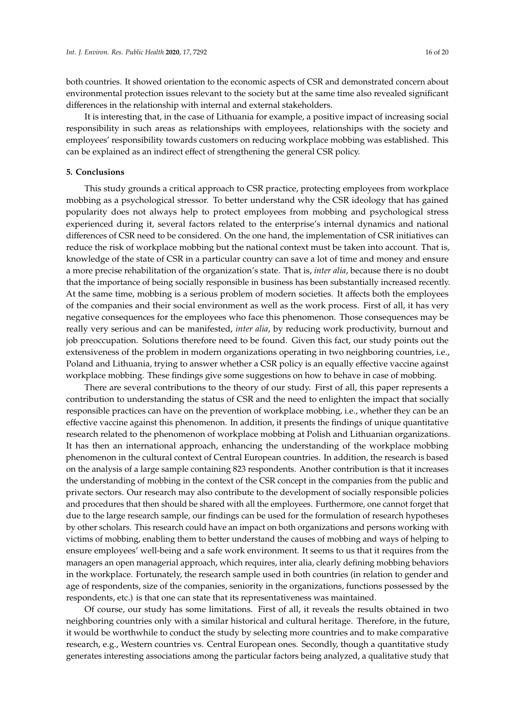both countries. It showed orientation to the economic aspects of CSR and demonstrated concern about environmental protection issues relevant to the society but at the same time also revealed significant differences in the relationship with internal and external stakeholders.

It is interesting that, in the case of Lithuania for example, a positive impact of increasing social responsibility in such areas as relationships with employees, relationships with the society and employees' responsibility towards customers on reducing workplace mobbing was established. This can be explained as an indirect effect of strengthening the general CSR policy.

## 5. Conclusions

This study grounds a critical approach to CSR practice, protecting employees from workplace mobbing as a psychological stressor. To better understand why the CSR ideology that has gained popularity does not always help to protect employees from mobbing and psychological stress experienced during it, several factors related to the enterprise's internal dynamics and national differences of CSR need to be considered. On the one hand, the implementation of CSR initiatives can reduce the risk of workplace mobbing but the national context must be taken into account. That is, knowledge of the state of CSR in a particular country can save a lot of time and money and ensure a more precise rehabilitation of the organization's state. That is, *inter alia*, because there is no doubt that the importance of being socially responsible in business has been substantially increased recently. At the same time, mobbing is a serious problem of modern societies. It affects both the employees of the companies and their social environment as well as the work process. First of all, it has very negative consequences for the employees who face this phenomenon. Those consequences may be really very serious and can be manifested, *inter alia*, by reducing work productivity, burnout and job preoccupation. Solutions therefore need to be found. Given this fact, our study points out the extensiveness of the problem in modern organizations operating in two neighboring countries, i.e., Poland and Lithuania, trying to answer whether a CSR policy is an equally effective vaccine against workplace mobbing. These findings give some suggestions on how to behave in case of mobbing.

There are several contributions to the theory of our study. First of all, this paper represents a contribution to understanding the status of CSR and the need to enlighten the impact that socially responsible practices can have on the prevention of workplace mobbing, i.e., whether they can be an effective vaccine against this phenomenon. In addition, it presents the findings of unique quantitative research related to the phenomenon of workplace mobbing at Polish and Lithuanian organizations. It has then an international approach, enhancing the understanding of the workplace mobbing phenomenon in the cultural context of Central European countries. In addition, the research is based on the analysis of a large sample containing 823 respondents. Another contribution is that it increases the understanding of mobbing in the context of the CSR concept in the companies from the public and private sectors. Our research may also contribute to the development of socially responsible policies and procedures that then should be shared with all the employees. Furthermore, one cannot forget that due to the large research sample, our findings can be used for the formulation of research hypotheses by other scholars. This research could have an impact on both organizations and persons working with victims of mobbing, enabling them to better understand the causes of mobbing and ways of helping to ensure employees' well-being and a safe work environment. It seems to us that it requires from the managers an open managerial approach, which requires, inter alia, clearly defining mobbing behaviors in the workplace. Fortunately, the research sample used in both countries (in relation to gender and age of respondents, size of the companies, seniority in the organizations, functions possessed by the respondents, etc.) is that one can state that its representativeness was maintained.

Of course, our study has some limitations. First of all, it reveals the results obtained in two neighboring countries only with a similar historical and cultural heritage. Therefore, in the future, it would be worthwhile to conduct the study by selecting more countries and to make comparative research, e.g., Western countries vs. Central European ones. Secondly, though a quantitative study generates interesting associations among the particular factors being analyzed, a qualitative study that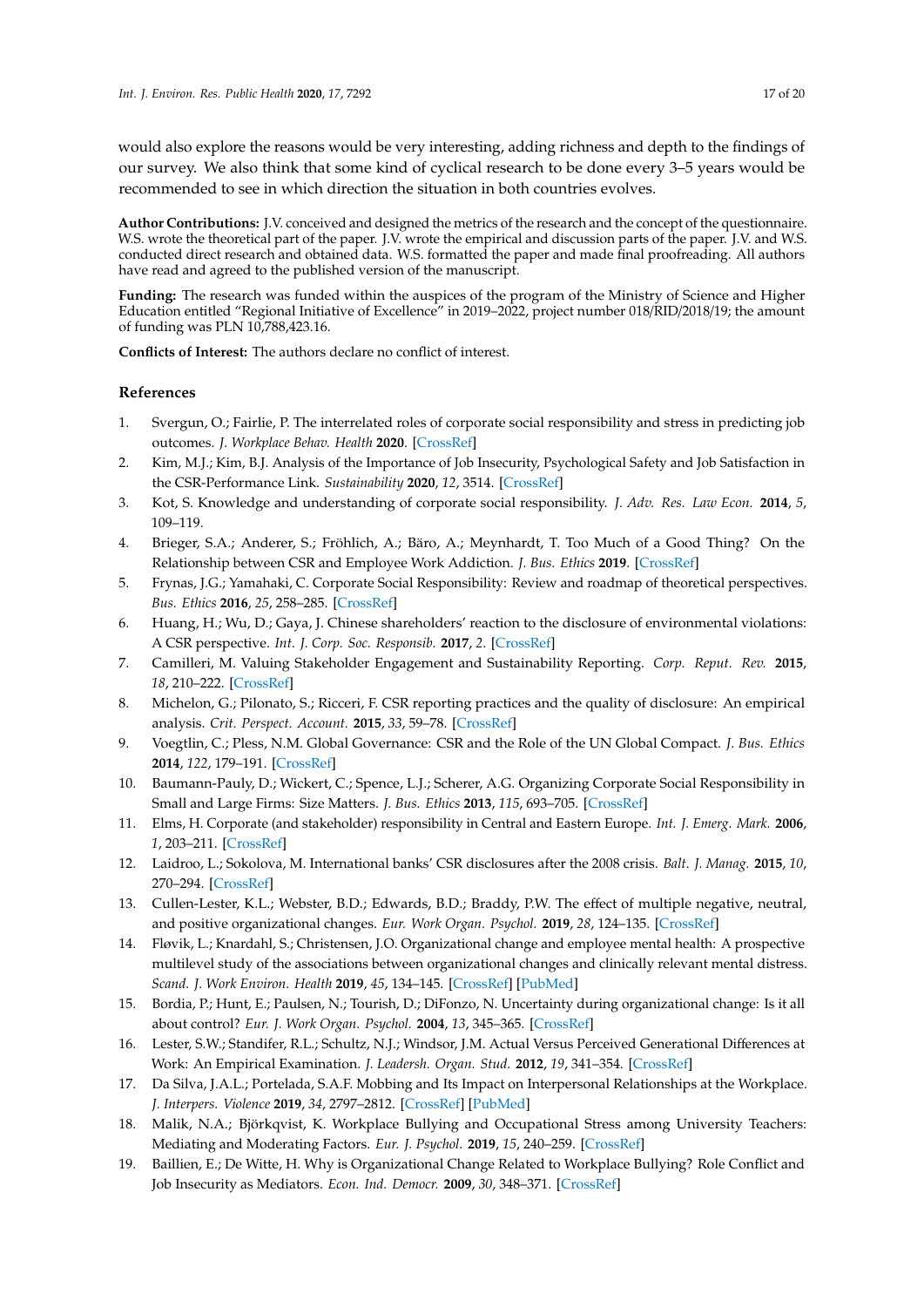would also explore the reasons would be very interesting, adding richness and depth to the findings of our survey. We also think that some kind of cyclical research to be done every 3–5 years would be recommended to see in which direction the situation in both countries evolves.

**Author Contributions:** J.V. conceived and designed the metrics of the research and the concept of the questionnaire. W.S. wrote the theoretical part of the paper. J.V. wrote the empirical and discussion parts of the paper. J.V. and W.S. conducted direct research and obtained data. W.S. formatted the paper and made final proofreading. All authors have read and agreed to the published version of the manuscript.

**Funding:** The research was funded within the auspices of the program of the Ministry of Science and Higher Education entitled "Regional Initiative of Excellence" in 2019–2022, project number 018/RID/2018/19; the amount of funding was PLN 10,788,423.16.

**Conflicts of Interest:** The authors declare no conflict of interest.

## References

1. Svergun, O.; Fairlie, P. The interrelated roles of corporate social responsibility and stress in predicting job outcomes. *J. Workplace Behav. Health* **2020**. [CrossRef]
2. Kim, M.J.; Kim, B.J. Analysis of the Importance of Job Insecurity, Psychological Safety and Job Satisfaction in the CSR-Performance Link. *Sustainability* **2020**, *12*, 3514. [CrossRef]
3. Kot, S. Knowledge and understanding of corporate social responsibility. *J. Adv. Res. Law Econ.* **2014**, *5*, 109–119.
4. Brieger, S.A.; Anderer, S.; Fröhlich, A.; Bäro, A.; Meynhardt, T. Too Much of a Good Thing? On the Relationship between CSR and Employee Work Addiction. *J. Bus. Ethics* **2019**. [CrossRef]
5. Frynas, J.G.; Yamahaki, C. Corporate Social Responsibility: Review and roadmap of theoretical perspectives. *Bus. Ethics* **2016**, *25*, 258–285. [CrossRef]
6. Huang, H.; Wu, D.; Gaya, J. Chinese shareholders' reaction to the disclosure of environmental violations: A CSR perspective. *Int. J. Corp. Soc. Responsib.* **2017**, *2*. [CrossRef]
7. Camilleri, M. Valuing Stakeholder Engagement and Sustainability Reporting. *Corp. Reput. Rev.* **2015**, *18*, 210–222. [CrossRef]
8. Michelon, G.; Pilonato, S.; Ricceri, F. CSR reporting practices and the quality of disclosure: An empirical analysis. *Crit. Perspect. Account.* **2015**, *33*, 59–78. [CrossRef]
9. Voegtlin, C.; Pless, N.M. Global Governance: CSR and the Role of the UN Global Compact. *J. Bus. Ethics* **2014**, *122*, 179–191. [CrossRef]
10. Baumann-Pauly, D.; Wickert, C.; Spence, L.J.; Scherer, A.G. Organizing Corporate Social Responsibility in Small and Large Firms: Size Matters. *J. Bus. Ethics* **2013**, *115*, 693–705. [CrossRef]
11. Elms, H. Corporate (and stakeholder) responsibility in Central and Eastern Europe. *Int. J. Emerg. Mark.* **2006**, *1*, 203–211. [CrossRef]
12. Laidroo, L.; Sokolova, M. International banks' CSR disclosures after the 2008 crisis. *Balt. J. Manag.* **2015**, *10*, 270–294. [CrossRef]
13. Cullen-Lester, K.L.; Webster, B.D.; Edwards, B.D.; Braddy, P.W. The effect of multiple negative, neutral, and positive organizational changes. *Eur. Work Organ. Psychol.* **2019**, *28*, 124–135. [CrossRef]
14. Fløvik, L.; Knardahl, S.; Christensen, J.O. Organizational change and employee mental health: A prospective multilevel study of the associations between organizational changes and clinically relevant mental distress. *Scand. J. Work Environ. Health* **2019**, *45*, 134–145. [CrossRef] [PubMed]
15. Bordia, P.; Hunt, E.; Paulsen, N.; Tourish, D.; DiFonzo, N. Uncertainty during organizational change: Is it all about control? *Eur. J. Work Organ. Psychol.* **2004**, *13*, 345–365. [CrossRef]
16. Lester, S.W.; Standifer, R.L.; Schultz, N.J.; Windsor, J.M. Actual Versus Perceived Generational Differences at Work: An Empirical Examination. *J. Leadersh. Organ. Stud.* **2012**, *19*, 341–354. [CrossRef]
17. Da Silva, J.A.L.; Portelada, S.A.F. Mobbing and Its Impact on Interpersonal Relationships at the Workplace. *J. Interpers. Violence* **2019**, *34*, 2797–2812. [CrossRef] [PubMed]
18. Malik, N.A.; Björkqvist, K. Workplace Bullying and Occupational Stress among University Teachers: Mediating and Moderating Factors. *Eur. J. Psychol.* **2019**, *15*, 240–259. [CrossRef]
19. Baillien, E.; De Witte, H. Why is Organizational Change Related to Workplace Bullying? Role Conflict and Job Insecurity as Mediators. *Econ. Ind. Democr.* **2009**, *30*, 348–371. [CrossRef]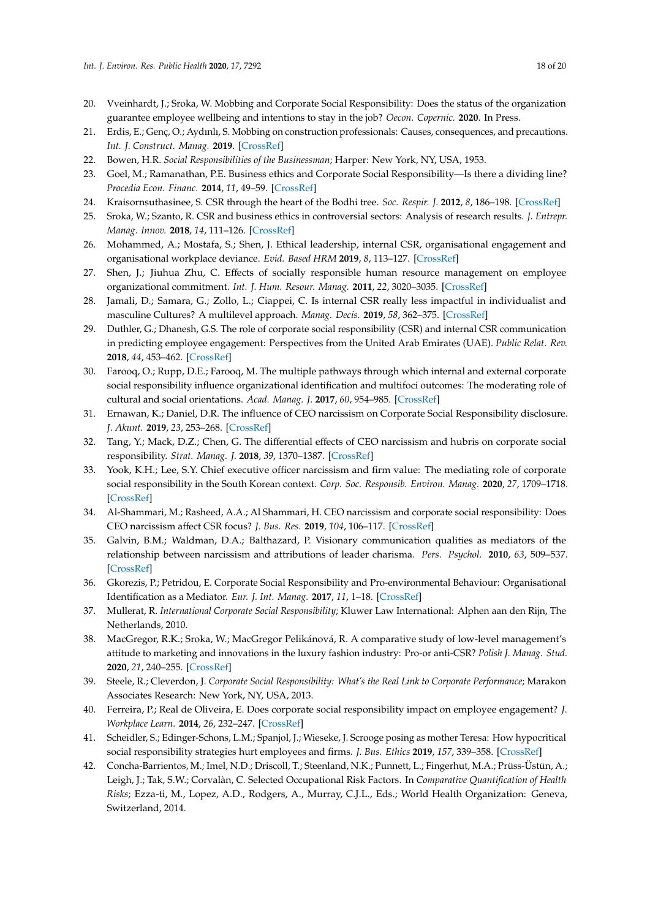20. Vveinhardt, J.; Sroka, W. Mobbing and Corporate Social Responsibility: Does the status of the organization guarantee employee wellbeing and intentions to stay in the job? *Oecon. Copernic.* **2020**. In Press.
21. Erdis, E.; Genç, O.; Aydınlı, S. Mobbing on construction professionals: Causes, consequences, and precautions. *Int. J. Construct. Manag.* **2019**. [CrossRef]
22. Bowen, H.R. *Social Responsibilities of the Businessman*; Harper: New York, NY, USA, 1953.
23. Goel, M.; Ramanathan, P.E. Business ethics and Corporate Social Responsibility—Is there a dividing line? *Procedia Econ. Financ.* **2014**, *11*, 49–59. [CrossRef]
24. Kraisornsuthasinee, S. CSR through the heart of the Bodhi tree. *Soc. Respir. J.* **2012**, *8*, 186–198. [CrossRef]
25. Sroka, W.; Szanto, R. CSR and business ethics in controversial sectors: Analysis of research results. *J. Entrepr. Manag. Innov.* **2018**, *14*, 111–126. [CrossRef]
26. Mohammed, A.; Mostafa, S.; Shen, J. Ethical leadership, internal CSR, organisational engagement and organisational workplace deviance. *Evid. Based HRM* **2019**, *8*, 113–127. [CrossRef]
27. Shen, J.; Jiuhua Zhu, C. Effects of socially responsible human resource management on employee organizational commitment. *Int. J. Hum. Resour. Manag.* **2011**, *22*, 3020–3035. [CrossRef]
28. Jamali, D.; Samara, G.; Zollo, L.; Ciappei, C. Is internal CSR really less impactful in individualist and masculine Cultures? A multilevel approach. *Manag. Decis.* **2019**, *58*, 362–375. [CrossRef]
29. Duthler, G.; Dhanesh, G.S. The role of corporate social responsibility (CSR) and internal CSR communication in predicting employee engagement: Perspectives from the United Arab Emirates (UAE). *Public Relat. Rev.* **2018**, *44*, 453–462. [CrossRef]
30. Farooq, O.; Rupp, D.E.; Farooq, M. The multiple pathways through which internal and external corporate social responsibility influence organizational identification and multifoci outcomes: The moderating role of cultural and social orientations. *Acad. Manag. J.* **2017**, *60*, 954–985. [CrossRef]
31. Ernawan, K.; Daniel, D.R. The influence of CEO narcissism on Corporate Social Responsibility disclosure. *J. Akunt.* **2019**, *23*, 253–268. [CrossRef]
32. Tang, Y.; Mack, D.Z.; Chen, G. The differential effects of CEO narcissism and hubris on corporate social responsibility. *Strat. Manag. J.* **2018**, *39*, 1370–1387. [CrossRef]
33. Yook, K.H.; Lee, S.Y. Chief executive officer narcissism and firm value: The mediating role of corporate social responsibility in the South Korean context. *Corp. Soc. Responsib. Environ. Manag.* **2020**, *27*, 1709–1718. [CrossRef]
34. Al-Shammari, M.; Rasheed, A.A.; Al Shammari, H. CEO narcissism and corporate social responsibility: Does CEO narcissism affect CSR focus? *J. Bus. Res.* **2019**, *104*, 106–117. [CrossRef]
35. Galvin, B.M.; Waldman, D.A.; Balthazard, P. Visionary communication qualities as mediators of the relationship between narcissism and attributions of leader charisma. *Pers. Psychol.* **2010**, *63*, 509–537. [CrossRef]
36. Gkorezis, P.; Petridou, E. Corporate Social Responsibility and Pro-environmental Behaviour: Organisational Identification as a Mediator. *Eur. J. Int. Manag.* **2017**, *11*, 1–18. [CrossRef]
37. Mullerat, R. *International Corporate Social Responsibility*; Kluwer Law International: Alphen aan den Rijn, The Netherlands, 2010.
38. MacGregor, R.K.; Sroka, W.; MacGregor Pelikánová, R. A comparative study of low-level management's attitude to marketing and innovations in the luxury fashion industry: Pro-or anti-CSR? *Polish J. Manag. Stud.* **2020**, *21*, 240–255. [CrossRef]
39. Steele, R.; Cleverdon, J. *Corporate Social Responsibility: What's the Real Link to Corporate Performance*; Marakon Associates Research: New York, NY, USA, 2013.
40. Ferreira, P.; Real de Oliveira, E. Does corporate social responsibility impact on employee engagement? *J. Workplace Learn.* **2014**, *26*, 232–247. [CrossRef]
41. Scheidler, S.; Edinger-Schons, L.M.; Spanjol, J.; Wieseke, J. Scrooge posing as mother Teresa: How hypocritical social responsibility strategies hurt employees and firms. *J. Bus. Ethics* **2019**, *157*, 339–358. [CrossRef]
42. Concha-Barrientos, M.; Imel, N.D.; Driscoll, T.; Steenland, N.K.; Punnett, L.; Fingerhut, M.A.; Prüss-Üstün, A.; Leigh, J.; Tak, S.W.; Corvalàn, C. Selected Occupational Risk Factors. In *Comparative Quantification of Health Risks*; Ezza-ti, M., Lopez, A.D., Rodgers, A., Murray, C.J.L., Eds.; World Health Organization: Geneva, Switzerland, 2014.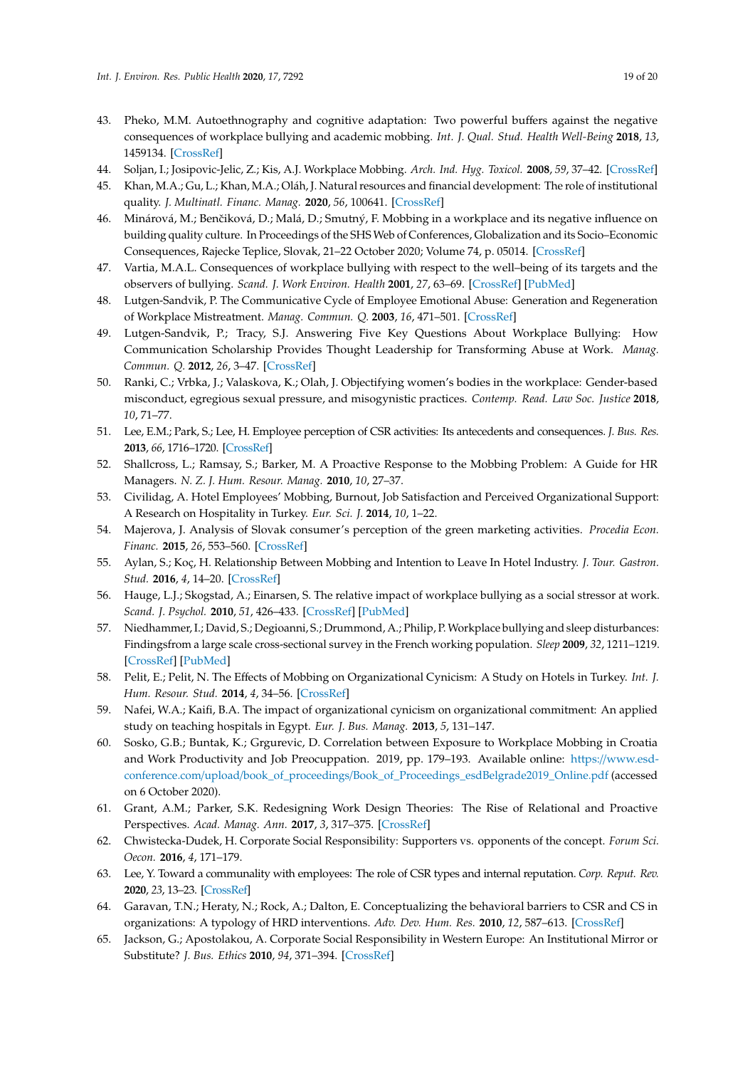43. Pheko, M.M. Autoethnography and cognitive adaptation: Two powerful buffers against the negative consequences of workplace bullying and academic mobbing. *Int. J. Qual. Stud. Health Well-Being* **2018**, *13*, 1459134. [CrossRef]
44. Soljan, I.; Josipovic-Jelic, Z.; Kis, A.J. Workplace Mobbing. *Arch. Ind. Hyg. Toxicol.* **2008**, *59*, 37–42. [CrossRef]
45. Khan, M.A.; Gu, L.; Khan, M.A.; Oláh, J. Natural resources and financial development: The role of institutional quality. *J. Multinatl. Financ. Manag.* **2020**, *56*, 100641. [CrossRef]
46. Minárová, M.; Benčiková, D.; Malá, D.; Smutný, F. Mobbing in a workplace and its negative influence on building quality culture. In Proceedings of the SHS Web of Conferences, Globalization and its Socio–Economic Consequences, Rajecke Teplice, Slovak, 21–22 October 2020; Volume 74, p. 05014. [CrossRef]
47. Vartia, M.A.L. Consequences of workplace bullying with respect to the well–being of its targets and the observers of bullying. *Scand. J. Work Environ. Health* **2001**, *27*, 63–69. [CrossRef] [PubMed]
48. Lutgen-Sandvik, P. The Communicative Cycle of Employee Emotional Abuse: Generation and Regeneration of Workplace Mistreatment. *Manag. Commun. Q.* **2003**, *16*, 471–501. [CrossRef]
49. Lutgen-Sandvik, P.; Tracy, S.J. Answering Five Key Questions About Workplace Bullying: How Communication Scholarship Provides Thought Leadership for Transforming Abuse at Work. *Manag. Commun. Q.* **2012**, *26*, 3–47. [CrossRef]
50. Ranki, C.; Vrbka, J.; Valaskova, K.; Olah, J. Objectifying women's bodies in the workplace: Gender-based misconduct, egregious sexual pressure, and misogynistic practices. *Contemp. Read. Law Soc. Justice* **2018**, *10*, 71–77.
51. Lee, E.M.; Park, S.; Lee, H. Employee perception of CSR activities: Its antecedents and consequences. *J. Bus. Res.* **2013**, *66*, 1716–1720. [CrossRef]
52. Shallcross, L.; Ramsay, S.; Barker, M. A Proactive Response to the Mobbing Problem: A Guide for HR Managers. *N. Z. J. Hum. Resour. Manag.* **2010**, *10*, 27–37.
53. Cividag, A. Hotel Employees' Mobbing, Burnout, Job Satisfaction and Perceived Organizational Support: A Research on Hospitality in Turkey. *Eur. Sci. J.* **2014**, *10*, 1–22.
54. Majerova, J. Analysis of Slovak consumer's perception of the green marketing activities. *Procedia Econ. Financ.* **2015**, *26*, 553–560. [CrossRef]
55. Aylan, S.; Koç, H. Relationship Between Mobbing and Intention to Leave In Hotel Industry. *J. Tour. Gastron. Stud.* **2016**, *4*, 14–20. [CrossRef]
56. Hauge, L.J.; Skogstad, A.; Einarsen, S. The relative impact of workplace bullying as a social stressor at work. *Scand. J. Psychol.* **2010**, *51*, 426–433. [CrossRef] [PubMed]
57. Niedhammer, I.; David, S.; Degioanni, S.; Drummond, A.; Philip, P. Workplace bullying and sleep disturbances: Findingsfrom a large scale cross-sectional survey in the French working population. *Sleep* **2009**, *32*, 1211–1219. [CrossRef] [PubMed]
58. Pelit, E.; Pelit, N. The Effects of Mobbing on Organizational Cynicism: A Study on Hotels in Turkey. *Int. J. Hum. Resour. Stud.* **2014**, *4*, 34–56. [CrossRef]
59. Nafei, W.A.; Kaifi, B.A. The impact of organizational cynicism on organizational commitment: An applied study on teaching hospitals in Egypt. *Eur. J. Bus. Manag.* **2013**, *5*, 131–147.
60. Sosko, G.B.; Buntak, K.; Grgurevic, D. Correlation between Exposure to Workplace Mobbing in Croatia and Work Productivity and Job Preocuppation. 2019, pp. 179–193. Available online: https://www.esd-conference.com/upload/book_of_proceedings/Book_of_Proceedings_esdBelgrade2019_Online.pdf (accessed on 6 October 2020).
61. Grant, A.M.; Parker, S.K. Redesigning Work Design Theories: The Rise of Relational and Proactive Perspectives. *Acad. Manag. Ann.* **2017**, *3*, 317–375. [CrossRef]
62. Chwistecka-Dudek, H. Corporate Social Responsibility: Supporters vs. opponents of the concept. *Forum Sci. Oecon.* **2016**, *4*, 171–179.
63. Lee, Y. Toward a communality with employees: The role of CSR types and internal reputation. *Corp. Reput. Rev.* **2020**, *23*, 13–23. [CrossRef]
64. Garavan, T.N.; Heraty, N.; Rock, A.; Dalton, E. Conceptualizing the behavioral barriers to CSR and CS in organizations: A typology of HRD interventions. *Adv. Dev. Hum. Res.* **2010**, *12*, 587–613. [CrossRef]
65. Jackson, G.; Apostolakou, A. Corporate Social Responsibility in Western Europe: An Institutional Mirror or Substitute? *J. Bus. Ethics* **2010**, *94*, 371–394. [CrossRef]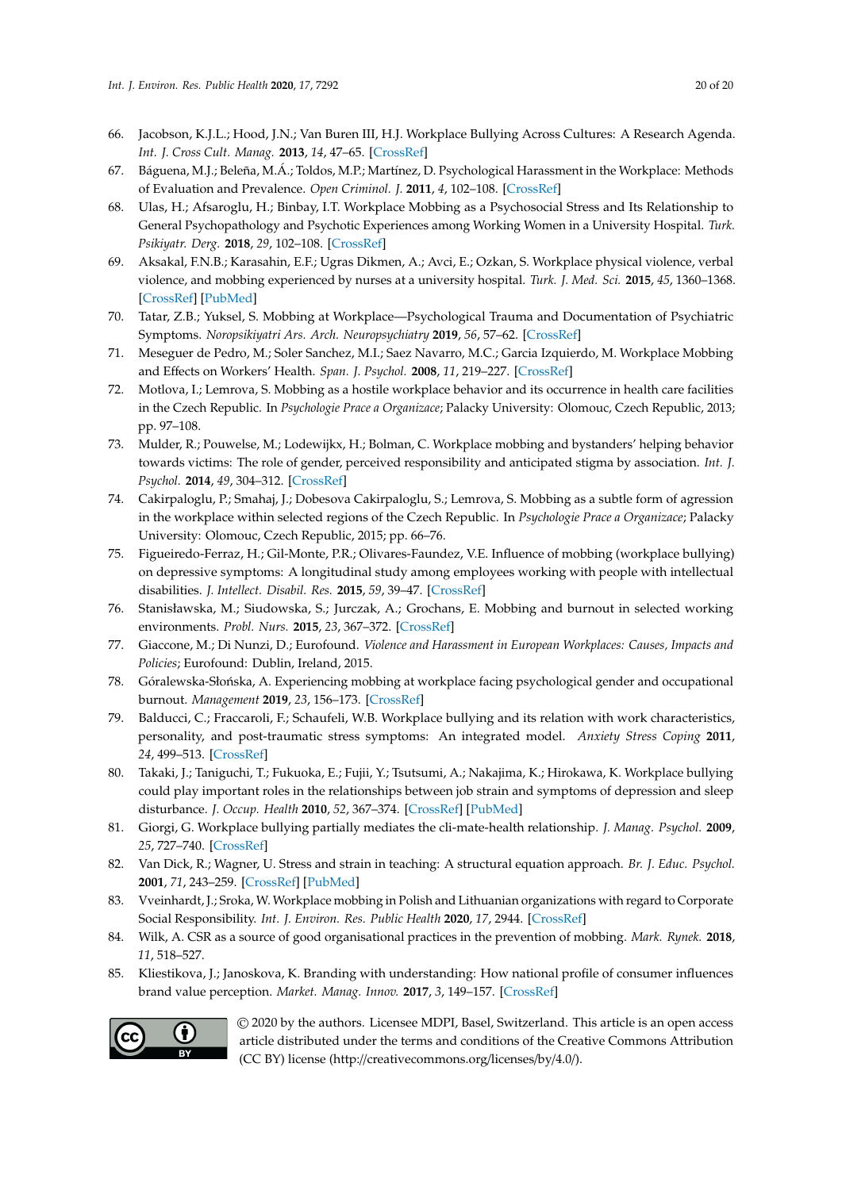66. Jacobson, K.J.L.; Hood, J.N.; Van Buren III, H.J. Workplace Bullying Across Cultures: A Research Agenda. *Int. J. Cross Cult. Manag.* **2013**, *14*, 47–65. [CrossRef]
67. Báguena, M.J.; Beleña, M.Á.; Toldos, M.P.; Martínez, D. Psychological Harassment in the Workplace: Methods of Evaluation and Prevalence. *Open Criminol. J.* **2011**, *4*, 102–108. [CrossRef]
68. Ulas, H.; Afsaroglu, H.; Binbay, I.T. Workplace Mobbing as a Psychosocial Stress and Its Relationship to General Psychopathology and Psychotic Experiences among Working Women in a University Hospital. *Turk. Psikiyatr. Derg.* **2018**, *29*, 102–108. [CrossRef]
69. Aksakal, F.N.B.; Karasahin, E.F.; Ugras Dikmen, A.; Avci, E.; Ozkan, S. Workplace physical violence, verbal violence, and mobbing experienced by nurses at a university hospital. *Turk. J. Med. Sci.* **2015**, *45*, 1360–1368. [CrossRef] [PubMed]
70. Tatar, Z.B.; Yuksel, S. Mobbing at Workplace—Psychological Trauma and Documentation of Psychiatric Symptoms. *Noropsikiyatri Ars. Arch. Neuropsychiatry* **2019**, *56*, 57–62. [CrossRef]
71. Meseguer de Pedro, M.; Soler Sanchez, M.I.; Saez Navarro, M.C.; Garcia Izquierdo, M. Workplace Mobbing and Effects on Workers' Health. *Span. J. Psychol.* **2008**, *11*, 219–227. [CrossRef]
72. Motlova, I.; Lemrova, S. Mobbing as a hostile workplace behavior and its occurrence in health care facilities in the Czech Republic. In *Psychologie Prace a Organizace*; Palacky University: Olomouc, Czech Republic, 2013; pp. 97–108.
73. Mulder, R.; Pouwelse, M.; Lodewijkx, H.; Bolman, C. Workplace mobbing and bystanders' helping behavior towards victims: The role of gender, perceived responsibility and anticipated stigma by association. *Int. J. Psychol.* **2014**, *49*, 304–312. [CrossRef]
74. Cakirpaloglu, P.; Smahaj, J.; Dobesova Cakirpaloglu, S.; Lemrova, S. Mobbing as a subtle form of agression in the workplace within selected regions of the Czech Republic. In *Psychologie Prace a Organizace*; Palacky University: Olomouc, Czech Republic, 2015; pp. 66–76.
75. Figueiredo-Ferraz, H.; Gil-Monte, P.R.; Olivares-Faundez, V.E. Influence of mobbing (workplace bullying) on depressive symptoms: A longitudinal study among employees working with people with intellectual disabilities. *J. Intellect. Disabil. Res.* **2015**, *59*, 39–47. [CrossRef]
76. Stanisławska, M.; Siudowska, S.; Jurczak, A.; Grochans, E. Mobbing and burnout in selected working environments. *Probl. Nurs.* **2015**, *23*, 367–372. [CrossRef]
77. Giaccone, M.; Di Nunzi, D.; Eurofound. *Violence and Harassment in European Workplaces: Causes, Impacts and Policies*; Eurofound: Dublin, Ireland, 2015.
78. Góralewska-Słońska, A. Experiencing mobbing at workplace facing psychological gender and occupational burnout. *Management* **2019**, *23*, 156–173. [CrossRef]
79. Balducci, C.; Fraccaroli, F.; Schaufeli, W.B. Workplace bullying and its relation with work characteristics, personality, and post-traumatic stress symptoms: An integrated model. *Anxiety Stress Coping* **2011**, *24*, 499–513. [CrossRef]
80. Takaki, J.; Taniguchi, T.; Fukuoka, E.; Fujii, Y.; Tsutsumi, A.; Nakajima, K.; Hirokawa, K. Workplace bullying could play important roles in the relationships between job strain and symptoms of depression and sleep disturbance. *J. Occup. Health* **2010**, *52*, 367–374. [CrossRef] [PubMed]
81. Giorgi, G. Workplace bullying partially mediates the cli-mate-health relationship. *J. Manag. Psychol.* **2009**, *25*, 727–740. [CrossRef]
82. Van Dick, R.; Wagner, U. Stress and strain in teaching: A structural equation approach. *Br. J. Educ. Psychol.* **2001**, *71*, 243–259. [CrossRef] [PubMed]
83. Vveinhardt, J.; Sroka, W. Workplace mobbing in Polish and Lithuanian organizations with regard to Corporate Social Responsibility. *Int. J. Environ. Res. Public Health* **2020**, *17*, 2944. [CrossRef]
84. Wilk, A. CSR as a source of good organisational practices in the prevention of mobbing. *Mark. Rynek.* **2018**, *11*, 518–527.
85. Kliestikova, J.; Janoskova, K. Branding with understanding: How national profile of consumer influences brand value perception. *Market. Manag. Innov.* **2017**, *3*, 149–157. [CrossRef]

© 2020 by the authors. Licensee MDPI, Basel, Switzerland. This article is an open access article distributed under the terms and conditions of the Creative Commons Attribution (CC BY) license (http://creativecommons.org/licenses/by/4.0/).